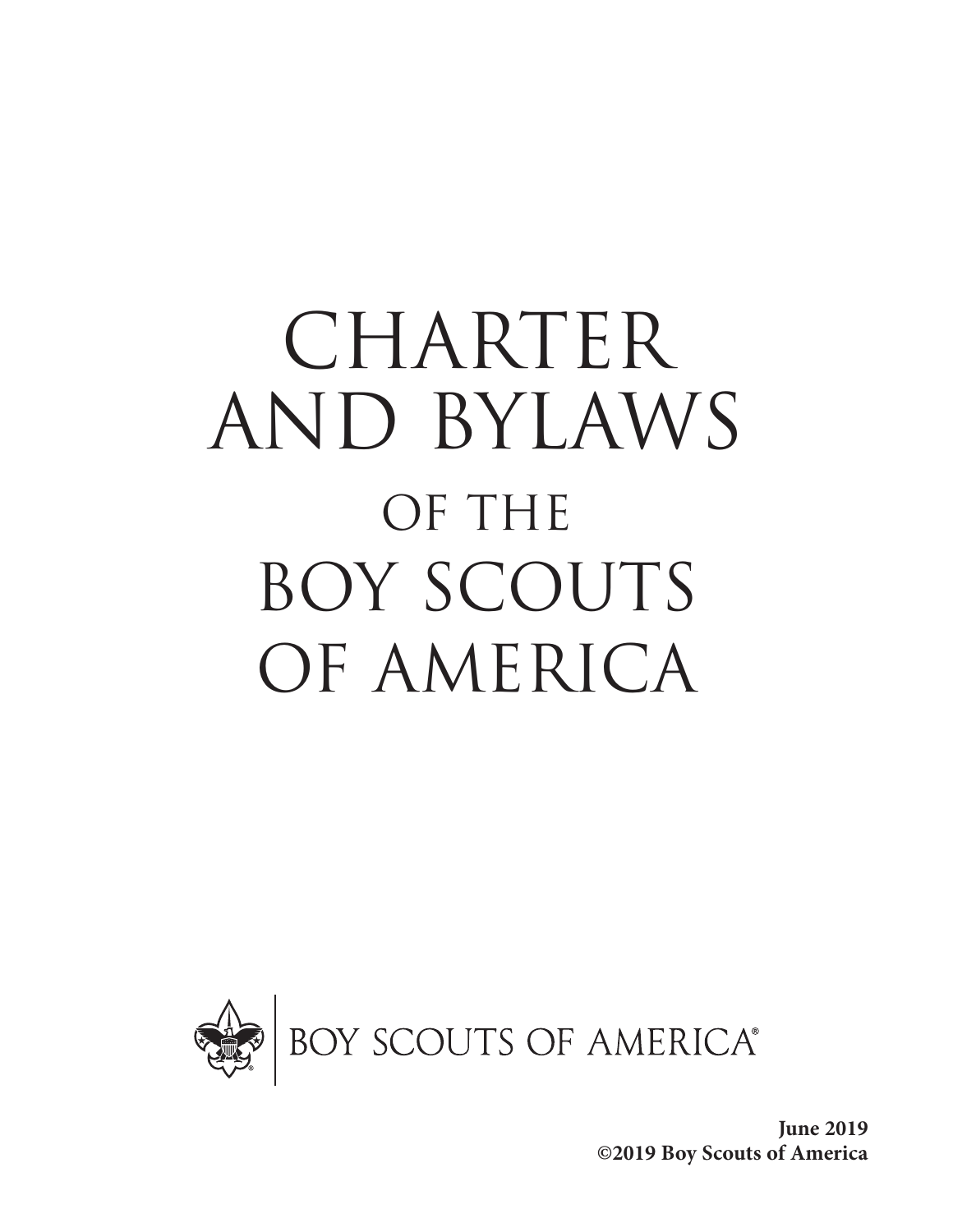# CHARTER AND BYLAWS OF THE BOY SCOUTS OF AMERICA

BOY SCOUTS OF AMERICA®

**June 2019**
**©2019 Boy Scouts of America**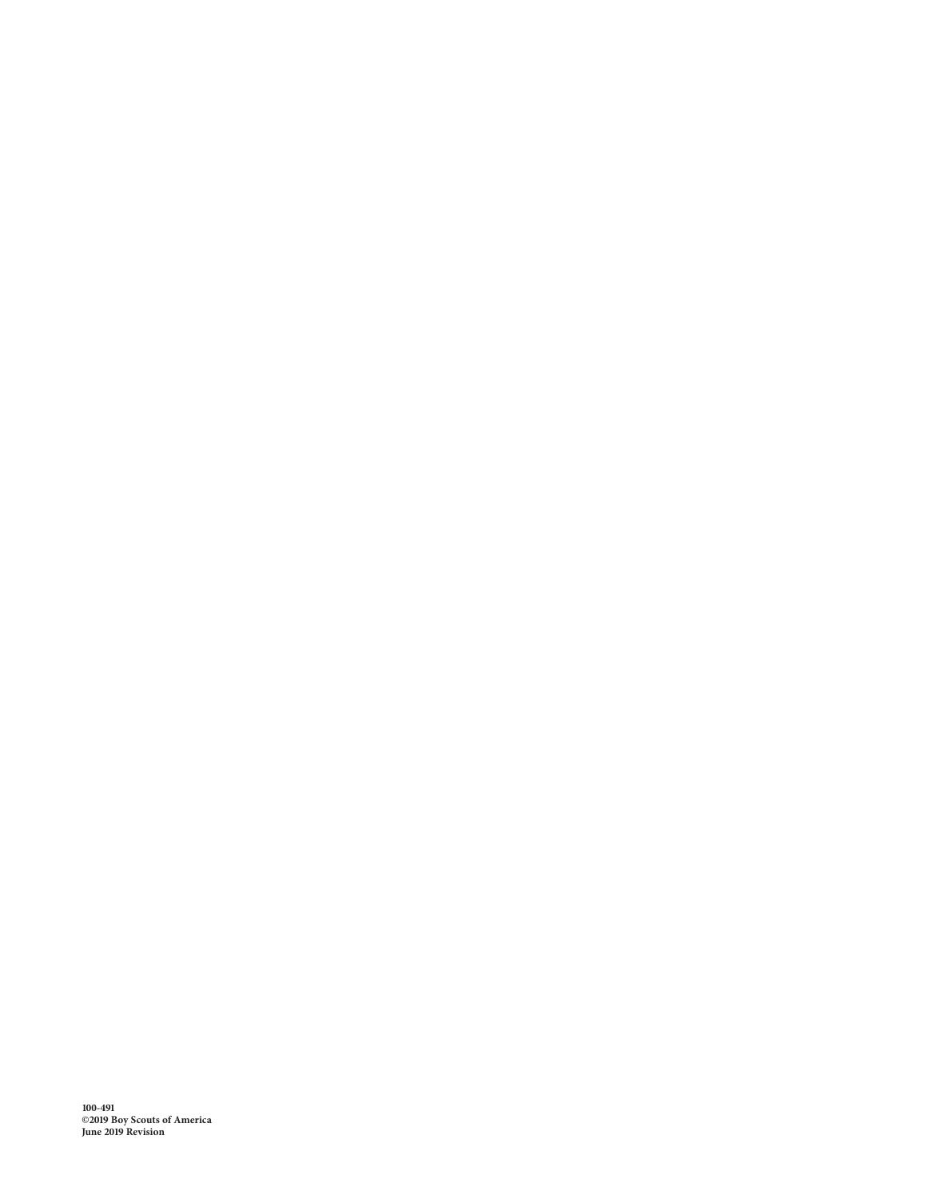**100-491**
**©2019 Boy Scouts of America**
**June 2019 Revision**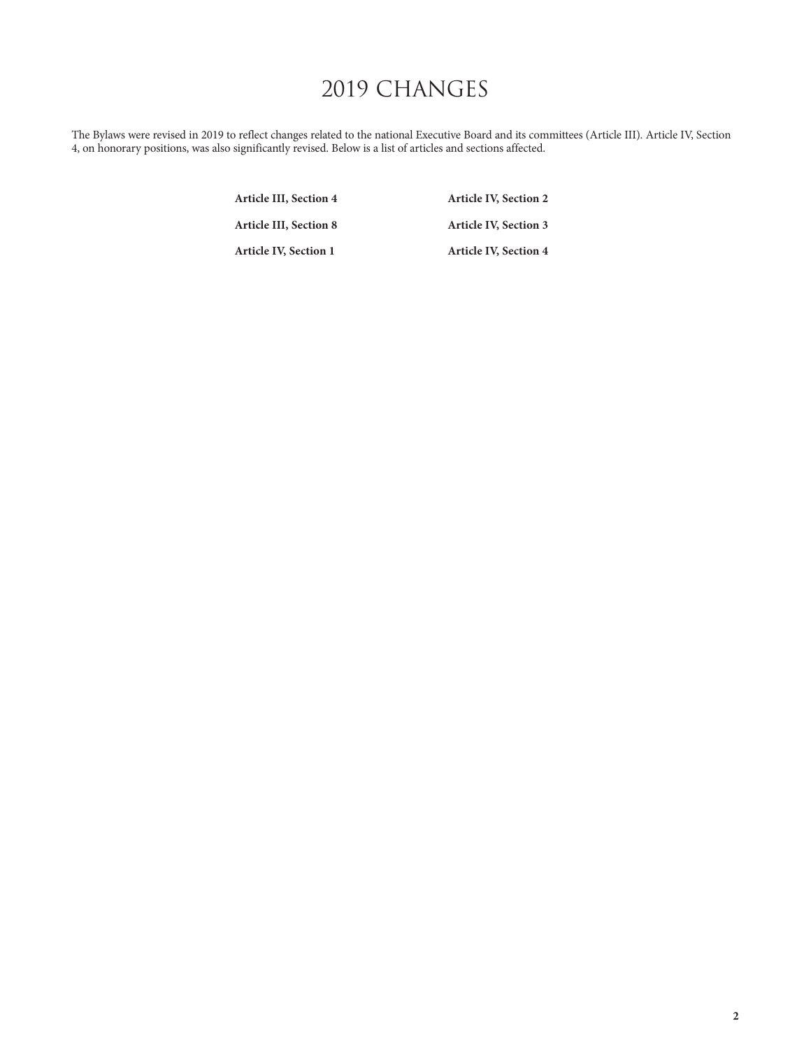# 2019 CHANGES

The Bylaws were revised in 2019 to reflect changes related to the national Executive Board and its committees (Article III). Article IV, Section 4, on honorary positions, was also significantly revised. Below is a list of articles and sections affected.

| | |
|---|---|
| **Article III, Section 4** | **Article IV, Section 2** |
| **Article III, Section 8** | **Article IV, Section 3** |
| **Article IV, Section 1** | **Article IV, Section 4** |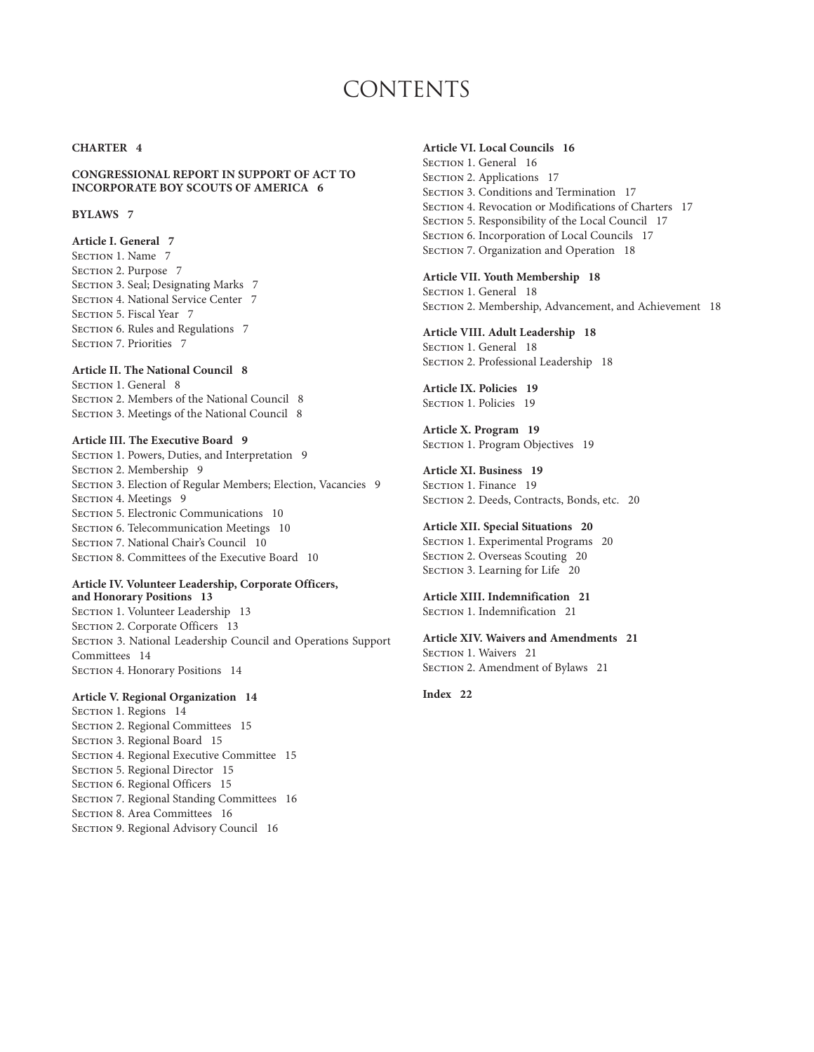# CONTENTS

**CHARTER 4**

**CONGRESSIONAL REPORT IN SUPPORT OF ACT TO INCORPORATE BOY SCOUTS OF AMERICA 6**

**BYLAWS 7**

**Article I. General 7**
Section 1. Name 7
Section 2. Purpose 7
Section 3. Seal; Designating Marks 7
Section 4. National Service Center 7
Section 5. Fiscal Year 7
Section 6. Rules and Regulations 7
Section 7. Priorities 7

**Article II. The National Council 8**
Section 1. General 8
Section 2. Members of the National Council 8
Section 3. Meetings of the National Council 8

**Article III. The Executive Board 9**
Section 1. Powers, Duties, and Interpretation 9
Section 2. Membership 9
Section 3. Election of Regular Members; Election, Vacancies 9
Section 4. Meetings 9
Section 5. Electronic Communications 10
Section 6. Telecommunication Meetings 10
Section 7. National Chair's Council 10
Section 8. Committees of the Executive Board 10

**Article IV. Volunteer Leadership, Corporate Officers, and Honorary Positions 13**
Section 1. Volunteer Leadership 13
Section 2. Corporate Officers 13
Section 3. National Leadership Council and Operations Support Committees 14
Section 4. Honorary Positions 14

**Article V. Regional Organization 14**
Section 1. Regions 14
Section 2. Regional Committees 15
Section 3. Regional Board 15
Section 4. Regional Executive Committee 15
Section 5. Regional Director 15
Section 6. Regional Officers 15
Section 7. Regional Standing Committees 16
Section 8. Area Committees 16
Section 9. Regional Advisory Council 16

**Article VI. Local Councils 16**
Section 1. General 16
Section 2. Applications 17
Section 3. Conditions and Termination 17
Section 4. Revocation or Modifications of Charters 17
Section 5. Responsibility of the Local Council 17
Section 6. Incorporation of Local Councils 17
Section 7. Organization and Operation 18

**Article VII. Youth Membership 18**
Section 1. General 18
Section 2. Membership, Advancement, and Achievement 18

**Article VIII. Adult Leadership 18**
Section 1. General 18
Section 2. Professional Leadership 18

**Article IX. Policies 19**
Section 1. Policies 19

**Article X. Program 19**
Section 1. Program Objectives 19

**Article XI. Business 19**
Section 1. Finance 19
Section 2. Deeds, Contracts, Bonds, etc. 20

**Article XII. Special Situations 20**
Section 1. Experimental Programs 20
Section 2. Overseas Scouting 20
Section 3. Learning for Life 20

**Article XIII. Indemnification 21**
Section 1. Indemnification 21

**Article XIV. Waivers and Amendments 21**
Section 1. Waivers 21
Section 2. Amendment of Bylaws 21

**Index 22**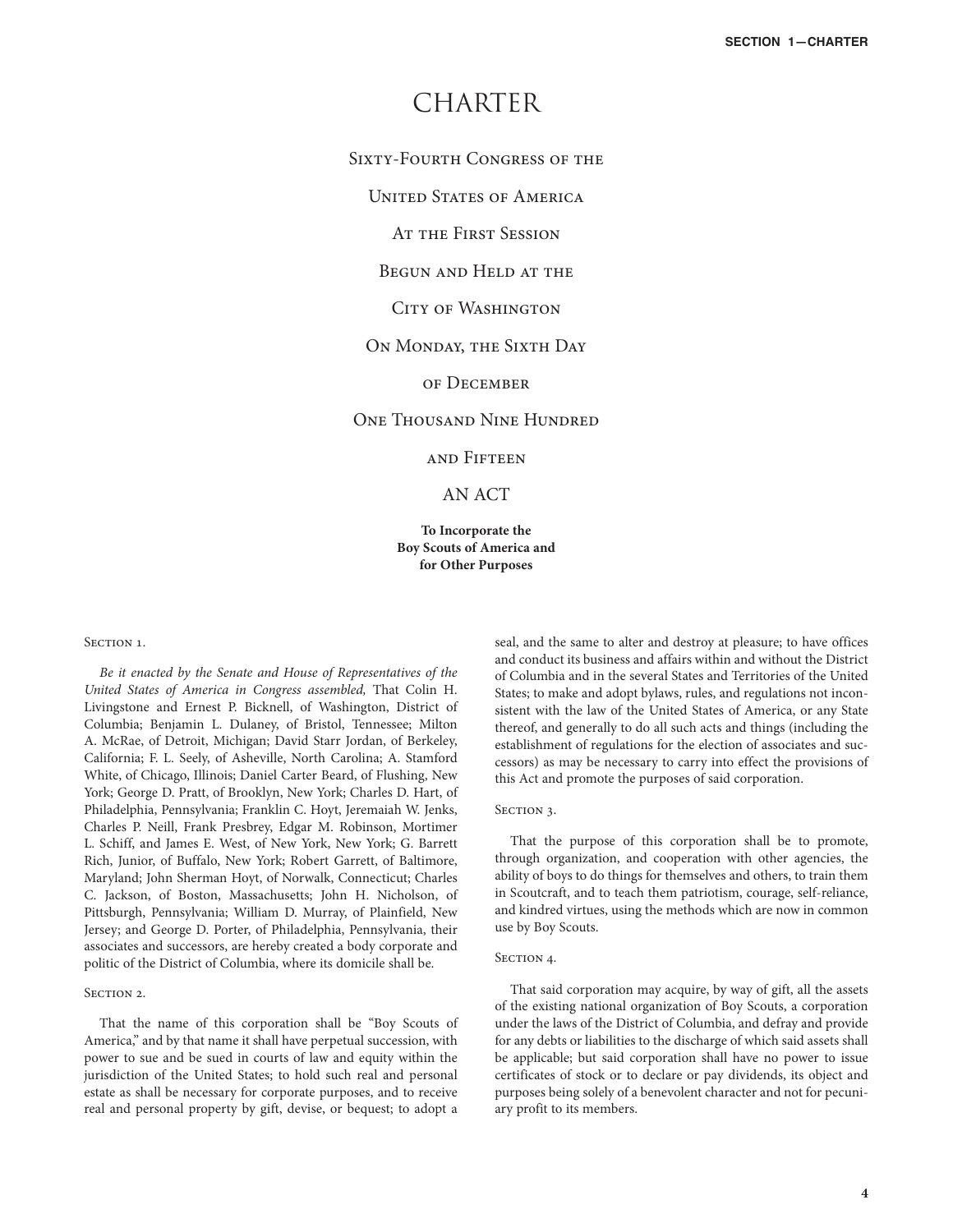# CHARTER

Sixty-Fourth Congress of the

United States of America

At the First Session

Begun and Held at the

City of Washington

On Monday, the Sixth Day

of December

One Thousand Nine Hundred

and Fifteen

AN ACT

**To Incorporate the Boy Scouts of America and for Other Purposes**

Section 1.

*Be it enacted by the Senate and House of Representatives of the United States of America in Congress assembled,* That Colin H. Livingstone and Ernest P. Bicknell, of Washington, District of Columbia; Benjamin L. Dulaney, of Bristol, Tennessee; Milton A. McRae, of Detroit, Michigan; David Starr Jordan, of Berkeley, California; F. L. Seely, of Asheville, North Carolina; A. Stamford White, of Chicago, Illinois; Daniel Carter Beard, of Flushing, New York; George D. Pratt, of Brooklyn, New York; Charles D. Hart, of Philadelphia, Pennsylvania; Franklin C. Hoyt, Jeremaiah W. Jenks, Charles P. Neill, Frank Presbrey, Edgar M. Robinson, Mortimer L. Schiff, and James E. West, of New York, New York; G. Barrett Rich, Junior, of Buffalo, New York; Robert Garrett, of Baltimore, Maryland; John Sherman Hoyt, of Norwalk, Connecticut; Charles C. Jackson, of Boston, Massachusetts; John H. Nicholson, of Pittsburgh, Pennsylvania; William D. Murray, of Plainfield, New Jersey; and George D. Porter, of Philadelphia, Pennsylvania, their associates and successors, are hereby created a body corporate and politic of the District of Columbia, where its domicile shall be.

Section 2.

That the name of this corporation shall be "Boy Scouts of America," and by that name it shall have perpetual succession, with power to sue and be sued in courts of law and equity within the jurisdiction of the United States; to hold such real and personal estate as shall be necessary for corporate purposes, and to receive real and personal property by gift, devise, or bequest; to adopt a seal, and the same to alter and destroy at pleasure; to have offices and conduct its business and affairs within and without the District of Columbia and in the several States and Territories of the United States; to make and adopt bylaws, rules, and regulations not inconsistent with the law of the United States of America, or any State thereof, and generally to do all such acts and things (including the establishment of regulations for the election of associates and successors) as may be necessary to carry into effect the provisions of this Act and promote the purposes of said corporation.

Section 3.

That the purpose of this corporation shall be to promote, through organization, and cooperation with other agencies, the ability of boys to do things for themselves and others, to train them in Scoutcraft, and to teach them patriotism, courage, self-reliance, and kindred virtues, using the methods which are now in common use by Boy Scouts.

Section 4.

That said corporation may acquire, by way of gift, all the assets of the existing national organization of Boy Scouts, a corporation under the laws of the District of Columbia, and defray and provide for any debts or liabilities to the discharge of which said assets shall be applicable; but said corporation shall have no power to issue certificates of stock or to declare or pay dividends, its object and purposes being solely of a benevolent character and not for pecuniary profit to its members.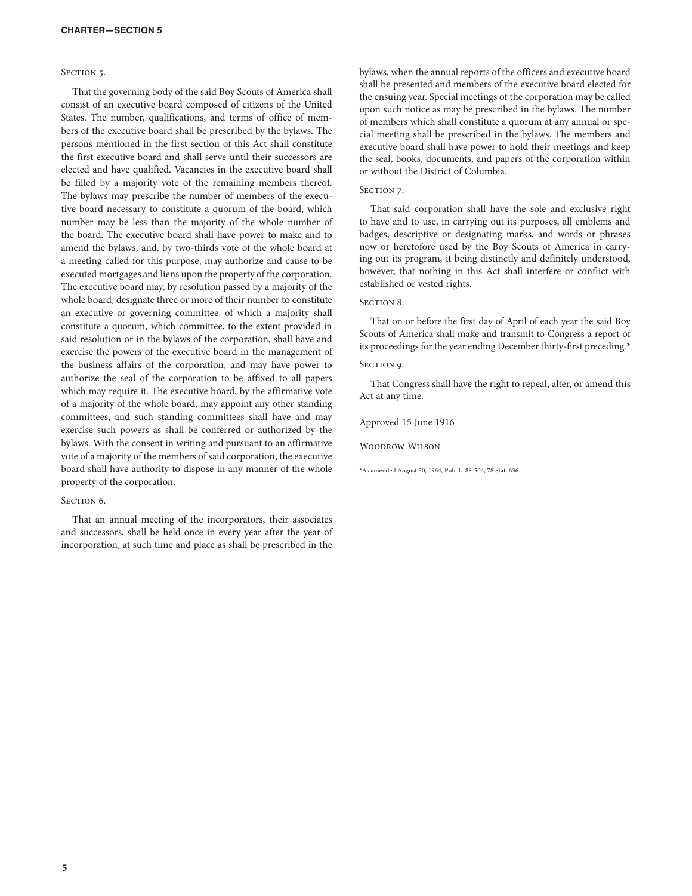Section 5.

That the governing body of the said Boy Scouts of America shall consist of an executive board composed of citizens of the United States. The number, qualifications, and terms of office of members of the executive board shall be prescribed by the bylaws. The persons mentioned in the first section of this Act shall constitute the first executive board and shall serve until their successors are elected and have qualified. Vacancies in the executive board shall be filled by a majority vote of the remaining members thereof. The bylaws may prescribe the number of members of the executive board necessary to constitute a quorum of the board, which number may be less than the majority of the whole number of the board. The executive board shall have power to make and to amend the bylaws, and, by two-thirds vote of the whole board at a meeting called for this purpose, may authorize and cause to be executed mortgages and liens upon the property of the corporation. The executive board may, by resolution passed by a majority of the whole board, designate three or more of their number to constitute an executive or governing committee, of which a majority shall constitute a quorum, which committee, to the extent provided in said resolution or in the bylaws of the corporation, shall have and exercise the powers of the executive board in the management of the business affairs of the corporation, and may have power to authorize the seal of the corporation to be affixed to all papers which may require it. The executive board, by the affirmative vote of a majority of the whole board, may appoint any other standing committees, and such standing committees shall have and may exercise such powers as shall be conferred or authorized by the bylaws. With the consent in writing and pursuant to an affirmative vote of a majority of the members of said corporation, the executive board shall have authority to dispose in any manner of the whole property of the corporation.

Section 6.

That an annual meeting of the incorporators, their associates and successors, shall be held once in every year after the year of incorporation, at such time and place as shall be prescribed in the bylaws, when the annual reports of the officers and executive board shall be presented and members of the executive board elected for the ensuing year. Special meetings of the corporation may be called upon such notice as may be prescribed in the bylaws. The number of members which shall constitute a quorum at any annual or special meeting shall be prescribed in the bylaws. The members and executive board shall have power to hold their meetings and keep the seal, books, documents, and papers of the corporation within or without the District of Columbia.

Section 7.

That said corporation shall have the sole and exclusive right to have and to use, in carrying out its purposes, all emblems and badges, descriptive or designating marks, and words or phrases now or heretofore used by the Boy Scouts of America in carrying out its program, it being distinctly and definitely understood, however, that nothing in this Act shall interfere or conflict with established or vested rights.

Section 8.

That on or before the first day of April of each year the said Boy Scouts of America shall make and transmit to Congress a report of its proceedings for the year ending December thirty-first preceding.*

Section 9.

That Congress shall have the right to repeal, alter, or amend this Act at any time.

Approved 15 June 1916

Woodrow Wilson

*As amended August 30, 1964, Pub. L. 88-504, 78 Stat. 636.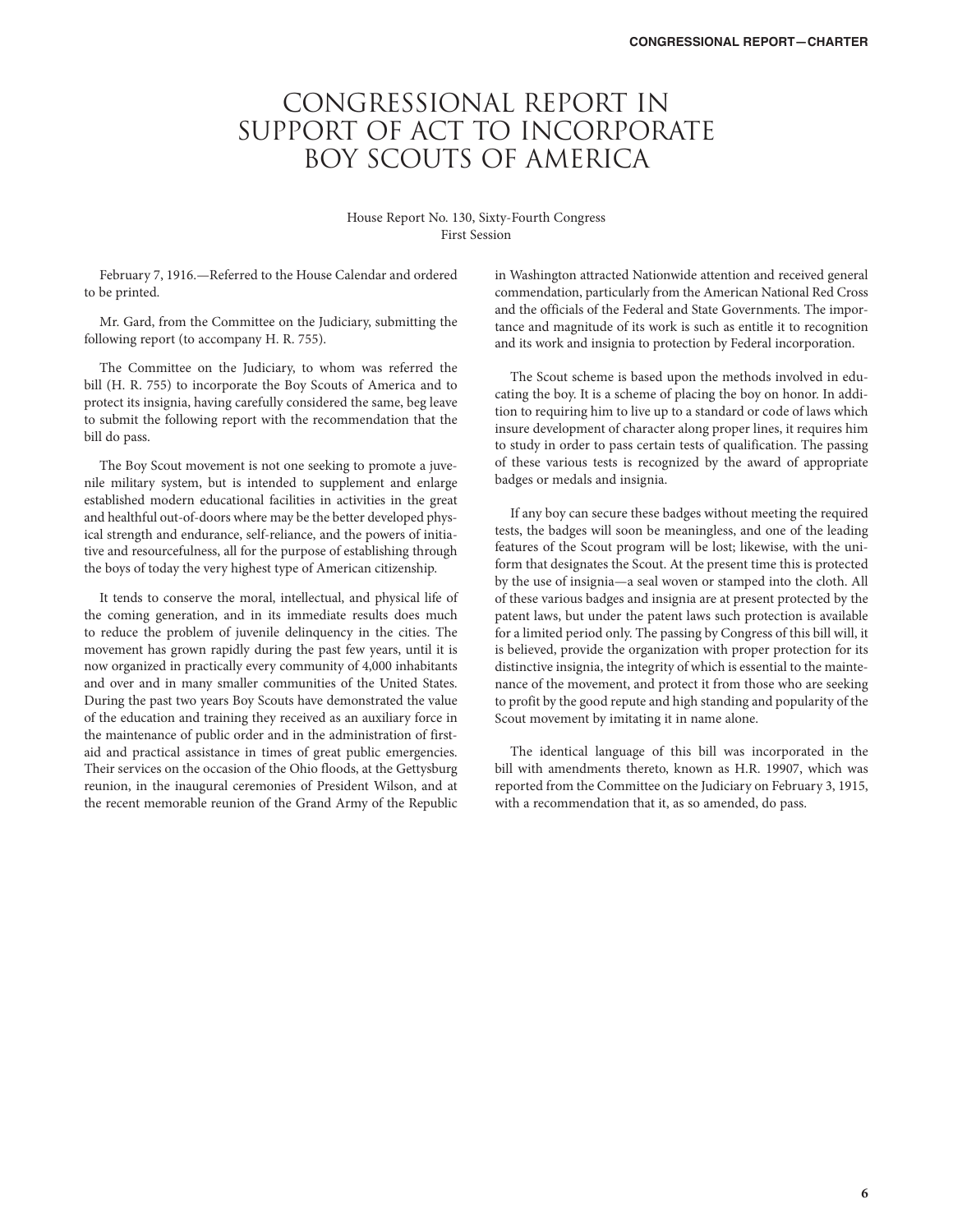# CONGRESSIONAL REPORT IN SUPPORT OF ACT TO INCORPORATE BOY SCOUTS OF AMERICA

House Report No. 130, Sixty-Fourth Congress
First Session

February 7, 1916.—Referred to the House Calendar and ordered to be printed.

Mr. Gard, from the Committee on the Judiciary, submitting the following report (to accompany H. R. 755).

The Committee on the Judiciary, to whom was referred the bill (H. R. 755) to incorporate the Boy Scouts of America and to protect its insignia, having carefully considered the same, beg leave to submit the following report with the recommendation that the bill do pass.

The Boy Scout movement is not one seeking to promote a juvenile military system, but is intended to supplement and enlarge established modern educational facilities in activities in the great and healthful out-of-doors where may be the better developed physical strength and endurance, self-reliance, and the powers of initiative and resourcefulness, all for the purpose of establishing through the boys of today the very highest type of American citizenship.

It tends to conserve the moral, intellectual, and physical life of the coming generation, and in its immediate results does much to reduce the problem of juvenile delinquency in the cities. The movement has grown rapidly during the past few years, until it is now organized in practically every community of 4,000 inhabitants and over and in many smaller communities of the United States. During the past two years Boy Scouts have demonstrated the value of the education and training they received as an auxiliary force in the maintenance of public order and in the administration of first-aid and practical assistance in times of great public emergencies. Their services on the occasion of the Ohio floods, at the Gettysburg reunion, in the inaugural ceremonies of President Wilson, and at the recent memorable reunion of the Grand Army of the Republic in Washington attracted Nationwide attention and received general commendation, particularly from the American National Red Cross and the officials of the Federal and State Governments. The importance and magnitude of its work is such as entitle it to recognition and its work and insignia to protection by Federal incorporation.

The Scout scheme is based upon the methods involved in educating the boy. It is a scheme of placing the boy on honor. In addition to requiring him to live up to a standard or code of laws which insure development of character along proper lines, it requires him to study in order to pass certain tests of qualification. The passing of these various tests is recognized by the award of appropriate badges or medals and insignia.

If any boy can secure these badges without meeting the required tests, the badges will soon be meaningless, and one of the leading features of the Scout program will be lost; likewise, with the uniform that designates the Scout. At the present time this is protected by the use of insignia—a seal woven or stamped into the cloth. All of these various badges and insignia are at present protected by the patent laws, but under the patent laws such protection is available for a limited period only. The passing by Congress of this bill will, it is believed, provide the organization with proper protection for its distinctive insignia, the integrity of which is essential to the maintenance of the movement, and protect it from those who are seeking to profit by the good repute and high standing and popularity of the Scout movement by imitating it in name alone.

The identical language of this bill was incorporated in the bill with amendments thereto, known as H.R. 19907, which was reported from the Committee on the Judiciary on February 3, 1915, with a recommendation that it, as so amended, do pass.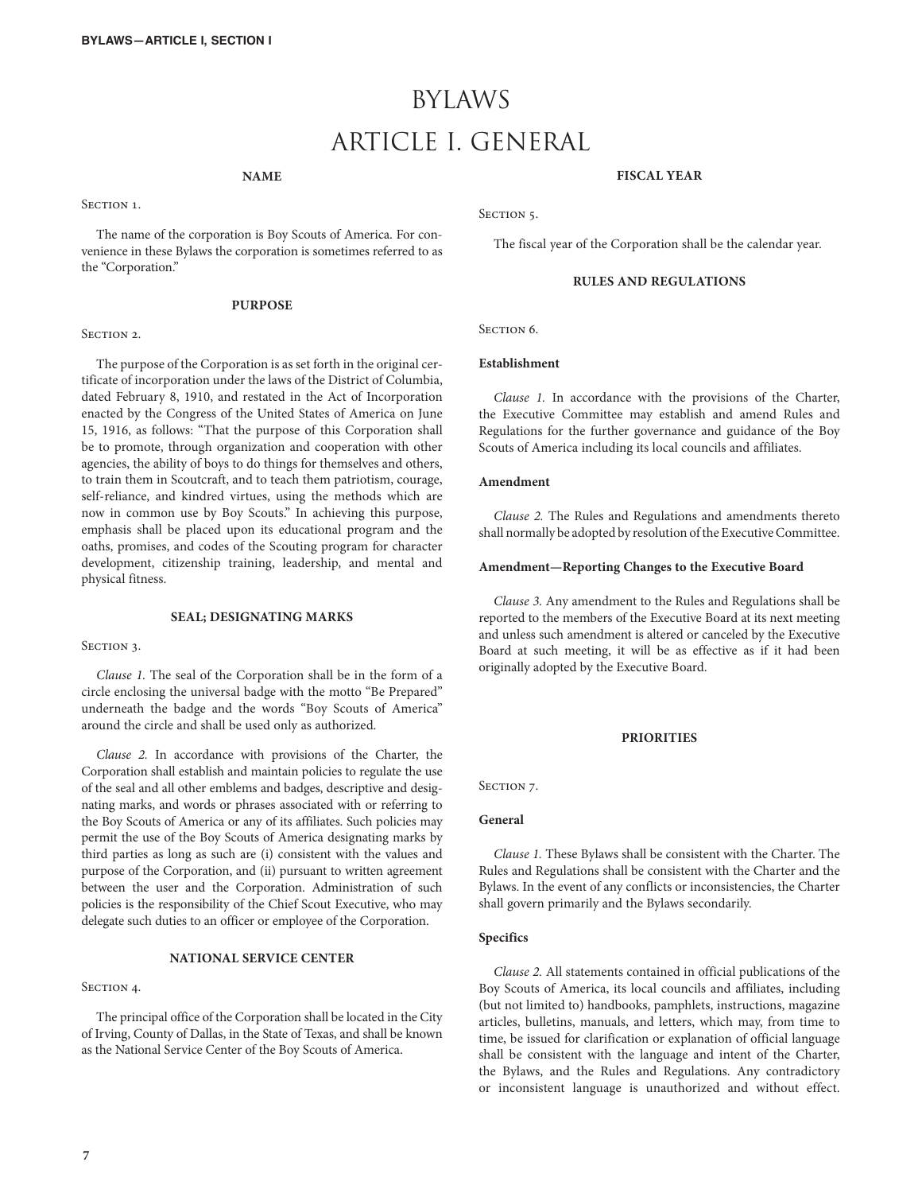# BYLAWS

# ARTICLE I. GENERAL

### NAME

Section 1.

The name of the corporation is Boy Scouts of America. For convenience in these Bylaws the corporation is sometimes referred to as the "Corporation."

### PURPOSE

Section 2.

The purpose of the Corporation is as set forth in the original certificate of incorporation under the laws of the District of Columbia, dated February 8, 1910, and restated in the Act of Incorporation enacted by the Congress of the United States of America on June 15, 1916, as follows: "That the purpose of this Corporation shall be to promote, through organization and cooperation with other agencies, the ability of boys to do things for themselves and others, to train them in Scoutcraft, and to teach them patriotism, courage, self-reliance, and kindred virtues, using the methods which are now in common use by Boy Scouts." In achieving this purpose, emphasis shall be placed upon its educational program and the oaths, promises, and codes of the Scouting program for character development, citizenship training, leadership, and mental and physical fitness.

### SEAL; DESIGNATING MARKS

Section 3.

*Clause 1.* The seal of the Corporation shall be in the form of a circle enclosing the universal badge with the motto "Be Prepared" underneath the badge and the words "Boy Scouts of America" around the circle and shall be used only as authorized.

*Clause 2.* In accordance with provisions of the Charter, the Corporation shall establish and maintain policies to regulate the use of the seal and all other emblems and badges, descriptive and designating marks, and words or phrases associated with or referring to the Boy Scouts of America or any of its affiliates. Such policies may permit the use of the Boy Scouts of America designating marks by third parties as long as such are (i) consistent with the values and purpose of the Corporation, and (ii) pursuant to written agreement between the user and the Corporation. Administration of such policies is the responsibility of the Chief Scout Executive, who may delegate such duties to an officer or employee of the Corporation.

### NATIONAL SERVICE CENTER

Section 4.

The principal office of the Corporation shall be located in the City of Irving, County of Dallas, in the State of Texas, and shall be known as the National Service Center of the Boy Scouts of America.

### FISCAL YEAR

Section 5.

The fiscal year of the Corporation shall be the calendar year.

### RULES AND REGULATIONS

Section 6.

**Establishment**

*Clause 1.* In accordance with the provisions of the Charter, the Executive Committee may establish and amend Rules and Regulations for the further governance and guidance of the Boy Scouts of America including its local councils and affiliates.

**Amendment**

*Clause 2.* The Rules and Regulations and amendments thereto shall normally be adopted by resolution of the Executive Committee.

**Amendment—Reporting Changes to the Executive Board**

*Clause 3.* Any amendment to the Rules and Regulations shall be reported to the members of the Executive Board at its next meeting and unless such amendment is altered or canceled by the Executive Board at such meeting, it will be as effective as if it had been originally adopted by the Executive Board.

### PRIORITIES

Section 7.

**General**

*Clause 1.* These Bylaws shall be consistent with the Charter. The Rules and Regulations shall be consistent with the Charter and the Bylaws. In the event of any conflicts or inconsistencies, the Charter shall govern primarily and the Bylaws secondarily.

**Specifics**

*Clause 2.* All statements contained in official publications of the Boy Scouts of America, its local councils and affiliates, including (but not limited to) handbooks, pamphlets, instructions, magazine articles, bulletins, manuals, and letters, which may, from time to time, be issued for clarification or explanation of official language shall be consistent with the language and intent of the Charter, the Bylaws, and the Rules and Regulations. Any contradictory or inconsistent language is unauthorized and without effect.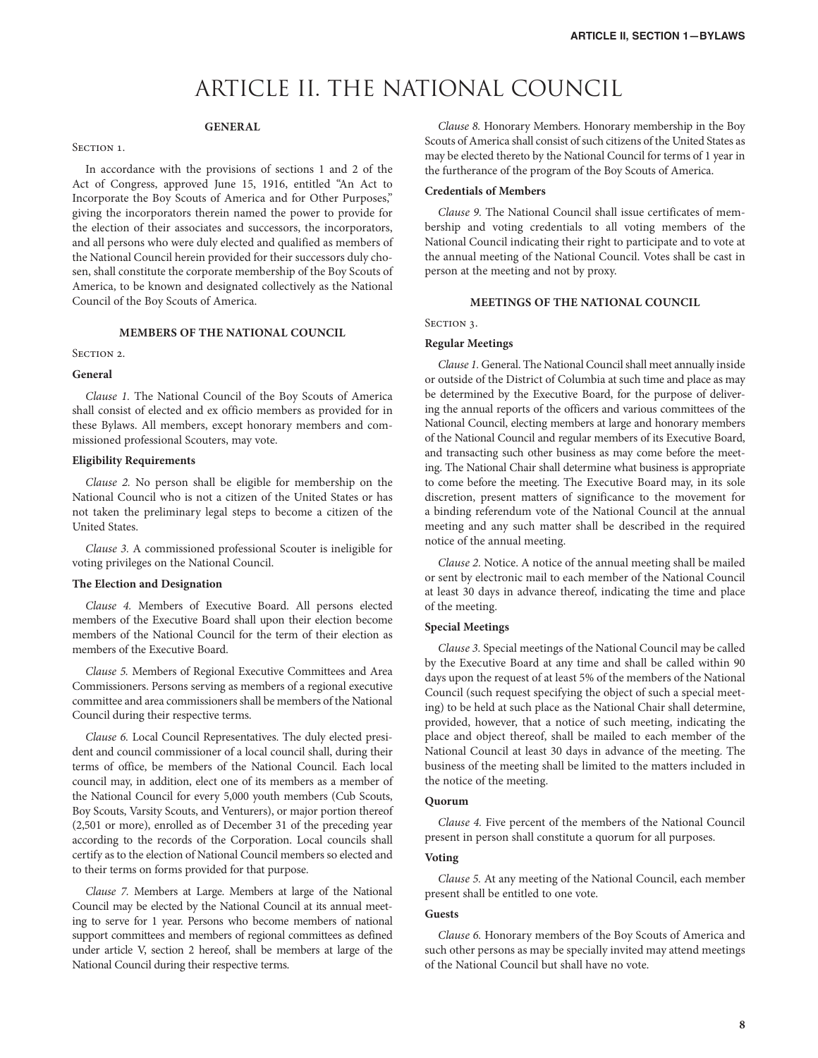# ARTICLE II. THE NATIONAL COUNCIL

### GENERAL

SECTION 1.

In accordance with the provisions of sections 1 and 2 of the Act of Congress, approved June 15, 1916, entitled "An Act to Incorporate the Boy Scouts of America and for Other Purposes," giving the incorporators therein named the power to provide for the election of their associates and successors, the incorporators, and all persons who were duly elected and qualified as members of the National Council herein provided for their successors duly chosen, shall constitute the corporate membership of the Boy Scouts of America, to be known and designated collectively as the National Council of the Boy Scouts of America.

### MEMBERS OF THE NATIONAL COUNCIL

SECTION 2.

**General**

*Clause 1.* The National Council of the Boy Scouts of America shall consist of elected and ex officio members as provided for in these Bylaws. All members, except honorary members and commissioned professional Scouters, may vote.

**Eligibility Requirements**

*Clause 2.* No person shall be eligible for membership on the National Council who is not a citizen of the United States or has not taken the preliminary legal steps to become a citizen of the United States.

*Clause 3.* A commissioned professional Scouter is ineligible for voting privileges on the National Council.

**The Election and Designation**

*Clause 4.* Members of Executive Board. All persons elected members of the Executive Board shall upon their election become members of the National Council for the term of their election as members of the Executive Board.

*Clause 5.* Members of Regional Executive Committees and Area Commissioners. Persons serving as members of a regional executive committee and area commissioners shall be members of the National Council during their respective terms.

*Clause 6.* Local Council Representatives. The duly elected president and council commissioner of a local council shall, during their terms of office, be members of the National Council. Each local council may, in addition, elect one of its members as a member of the National Council for every 5,000 youth members (Cub Scouts, Boy Scouts, Varsity Scouts, and Venturers), or major portion thereof (2,501 or more), enrolled as of December 31 of the preceding year according to the records of the Corporation. Local councils shall certify as to the election of National Council members so elected and to their terms on forms provided for that purpose.

*Clause 7.* Members at Large. Members at large of the National Council may be elected by the National Council at its annual meeting to serve for 1 year. Persons who become members of national support committees and members of regional committees as defined under article V, section 2 hereof, shall be members at large of the National Council during their respective terms.

*Clause 8.* Honorary Members. Honorary membership in the Boy Scouts of America shall consist of such citizens of the United States as may be elected thereto by the National Council for terms of 1 year in the furtherance of the program of the Boy Scouts of America.

**Credentials of Members**

*Clause 9.* The National Council shall issue certificates of membership and voting credentials to all voting members of the National Council indicating their right to participate and to vote at the annual meeting of the National Council. Votes shall be cast in person at the meeting and not by proxy.

### MEETINGS OF THE NATIONAL COUNCIL

SECTION 3.

**Regular Meetings**

*Clause 1.* General. The National Council shall meet annually inside or outside of the District of Columbia at such time and place as may be determined by the Executive Board, for the purpose of delivering the annual reports of the officers and various committees of the National Council, electing members at large and honorary members of the National Council and regular members of its Executive Board, and transacting such other business as may come before the meeting. The National Chair shall determine what business is appropriate to come before the meeting. The Executive Board may, in its sole discretion, present matters of significance to the movement for a binding referendum vote of the National Council at the annual meeting and any such matter shall be described in the required notice of the annual meeting.

*Clause 2.* Notice. A notice of the annual meeting shall be mailed or sent by electronic mail to each member of the National Council at least 30 days in advance thereof, indicating the time and place of the meeting.

**Special Meetings**

*Clause 3.* Special meetings of the National Council may be called by the Executive Board at any time and shall be called within 90 days upon the request of at least 5% of the members of the National Council (such request specifying the object of such a special meeting) to be held at such place as the National Chair shall determine, provided, however, that a notice of such meeting, indicating the place and object thereof, shall be mailed to each member of the National Council at least 30 days in advance of the meeting. The business of the meeting shall be limited to the matters included in the notice of the meeting.

**Quorum**

*Clause 4.* Five percent of the members of the National Council present in person shall constitute a quorum for all purposes.

**Voting**

*Clause 5.* At any meeting of the National Council, each member present shall be entitled to one vote.

**Guests**

*Clause 6.* Honorary members of the Boy Scouts of America and such other persons as may be specially invited may attend meetings of the National Council but shall have no vote.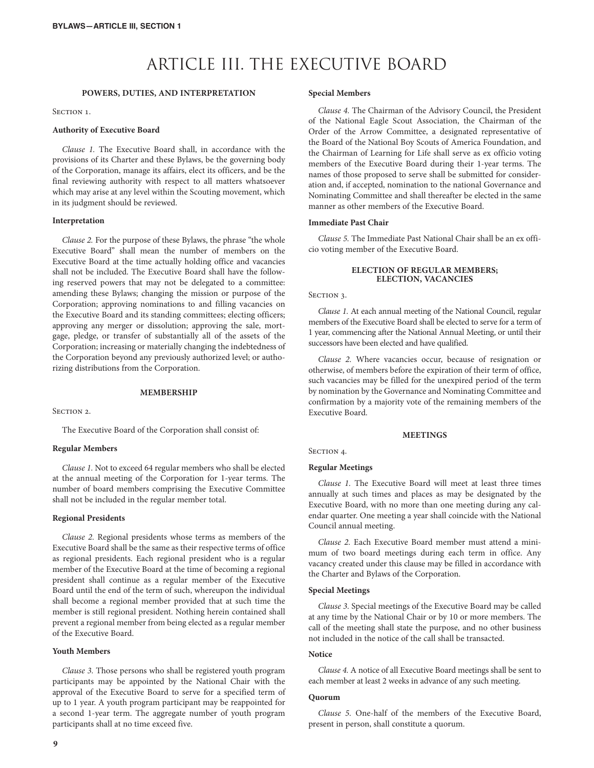# ARTICLE III. THE EXECUTIVE BOARD

#### POWERS, DUTIES, AND INTERPRETATION

SECTION 1.

**Authority of Executive Board**

*Clause 1.* The Executive Board shall, in accordance with the provisions of its Charter and these Bylaws, be the governing body of the Corporation, manage its affairs, elect its officers, and be the final reviewing authority with respect to all matters whatsoever which may arise at any level within the Scouting movement, which in its judgment should be reviewed.

**Interpretation**

*Clause 2.* For the purpose of these Bylaws, the phrase "the whole Executive Board" shall mean the number of members on the Executive Board at the time actually holding office and vacancies shall not be included. The Executive Board shall have the following reserved powers that may not be delegated to a committee: amending these Bylaws; changing the mission or purpose of the Corporation; approving nominations to and filling vacancies on the Executive Board and its standing committees; electing officers; approving any merger or dissolution; approving the sale, mortgage, pledge, or transfer of substantially all of the assets of the Corporation; increasing or materially changing the indebtedness of the Corporation beyond any previously authorized level; or authorizing distributions from the Corporation.

#### MEMBERSHIP

SECTION 2.

The Executive Board of the Corporation shall consist of:

**Regular Members**

*Clause 1.* Not to exceed 64 regular members who shall be elected at the annual meeting of the Corporation for 1-year terms. The number of board members comprising the Executive Committee shall not be included in the regular member total.

**Regional Presidents**

*Clause 2.* Regional presidents whose terms as members of the Executive Board shall be the same as their respective terms of office as regional presidents. Each regional president who is a regular member of the Executive Board at the time of becoming a regional president shall continue as a regular member of the Executive Board until the end of the term of such, whereupon the individual shall become a regional member provided that at such time the member is still regional president. Nothing herein contained shall prevent a regional member from being elected as a regular member of the Executive Board.

**Youth Members**

*Clause 3.* Those persons who shall be registered youth program participants may be appointed by the National Chair with the approval of the Executive Board to serve for a specified term of up to 1 year. A youth program participant may be reappointed for a second 1-year term. The aggregate number of youth program participants shall at no time exceed five.

**Special Members**

*Clause 4.* The Chairman of the Advisory Council, the President of the National Eagle Scout Association, the Chairman of the Order of the Arrow Committee, a designated representative of the Board of the National Boy Scouts of America Foundation, and the Chairman of Learning for Life shall serve as ex officio voting members of the Executive Board during their 1-year terms. The names of those proposed to serve shall be submitted for consideration and, if accepted, nomination to the national Governance and Nominating Committee and shall thereafter be elected in the same manner as other members of the Executive Board.

**Immediate Past Chair**

*Clause 5.* The Immediate Past National Chair shall be an ex officio voting member of the Executive Board.

#### ELECTION OF REGULAR MEMBERS; ELECTION, VACANCIES

SECTION 3.

*Clause 1.* At each annual meeting of the National Council, regular members of the Executive Board shall be elected to serve for a term of 1 year, commencing after the National Annual Meeting, or until their successors have been elected and have qualified.

*Clause 2.* Where vacancies occur, because of resignation or otherwise, of members before the expiration of their term of office, such vacancies may be filled for the unexpired period of the term by nomination by the Governance and Nominating Committee and confirmation by a majority vote of the remaining members of the Executive Board.

#### MEETINGS

SECTION 4.

**Regular Meetings**

*Clause 1.* The Executive Board will meet at least three times annually at such times and places as may be designated by the Executive Board, with no more than one meeting during any calendar quarter. One meeting a year shall coincide with the National Council annual meeting.

*Clause 2.* Each Executive Board member must attend a minimum of two board meetings during each term in office. Any vacancy created under this clause may be filled in accordance with the Charter and Bylaws of the Corporation.

**Special Meetings**

*Clause 3.* Special meetings of the Executive Board may be called at any time by the National Chair or by 10 or more members. The call of the meeting shall state the purpose, and no other business not included in the notice of the call shall be transacted.

**Notice**

*Clause 4.* A notice of all Executive Board meetings shall be sent to each member at least 2 weeks in advance of any such meeting.

**Quorum**

*Clause 5.* One-half of the members of the Executive Board, present in person, shall constitute a quorum.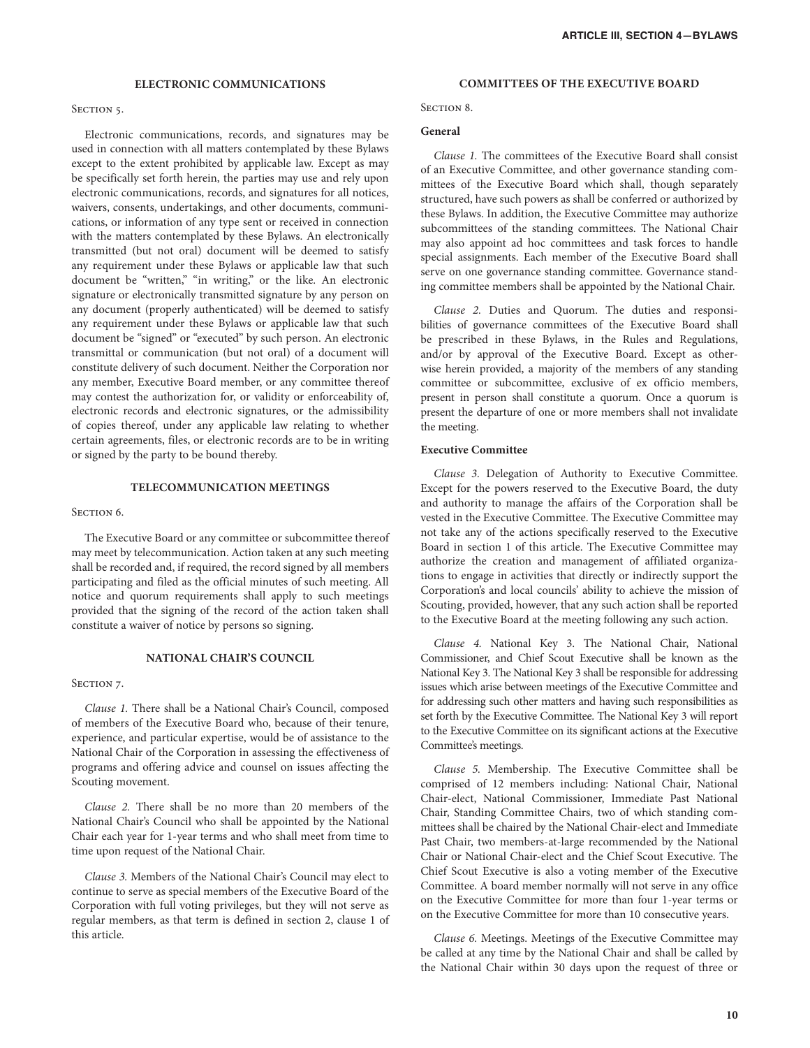### ELECTRONIC COMMUNICATIONS

Section 5.

Electronic communications, records, and signatures may be used in connection with all matters contemplated by these Bylaws except to the extent prohibited by applicable law. Except as may be specifically set forth herein, the parties may use and rely upon electronic communications, records, and signatures for all notices, waivers, consents, undertakings, and other documents, communications, or information of any type sent or received in connection with the matters contemplated by these Bylaws. An electronically transmitted (but not oral) document will be deemed to satisfy any requirement under these Bylaws or applicable law that such document be "written," "in writing," or the like. An electronic signature or electronically transmitted signature by any person on any document (properly authenticated) will be deemed to satisfy any requirement under these Bylaws or applicable law that such document be "signed" or "executed" by such person. An electronic transmittal or communication (but not oral) of a document will constitute delivery of such document. Neither the Corporation nor any member, Executive Board member, or any committee thereof may contest the authorization for, or validity or enforceability of, electronic records and electronic signatures, or the admissibility of copies thereof, under any applicable law relating to whether certain agreements, files, or electronic records are to be in writing or signed by the party to be bound thereby.

### TELECOMMUNICATION MEETINGS

Section 6.

The Executive Board or any committee or subcommittee thereof may meet by telecommunication. Action taken at any such meeting shall be recorded and, if required, the record signed by all members participating and filed as the official minutes of such meeting. All notice and quorum requirements shall apply to such meetings provided that the signing of the record of the action taken shall constitute a waiver of notice by persons so signing.

### NATIONAL CHAIR'S COUNCIL

Section 7.

*Clause 1.* There shall be a National Chair's Council, composed of members of the Executive Board who, because of their tenure, experience, and particular expertise, would be of assistance to the National Chair of the Corporation in assessing the effectiveness of programs and offering advice and counsel on issues affecting the Scouting movement.

*Clause 2.* There shall be no more than 20 members of the National Chair's Council who shall be appointed by the National Chair each year for 1-year terms and who shall meet from time to time upon request of the National Chair.

*Clause 3.* Members of the National Chair's Council may elect to continue to serve as special members of the Executive Board of the Corporation with full voting privileges, but they will not serve as regular members, as that term is defined in section 2, clause 1 of this article.

### COMMITTEES OF THE EXECUTIVE BOARD

Section 8.

**General**

*Clause 1.* The committees of the Executive Board shall consist of an Executive Committee, and other governance standing committees of the Executive Board which shall, though separately structured, have such powers as shall be conferred or authorized by these Bylaws. In addition, the Executive Committee may authorize subcommittees of the standing committees. The National Chair may also appoint ad hoc committees and task forces to handle special assignments. Each member of the Executive Board shall serve on one governance standing committee. Governance standing committee members shall be appointed by the National Chair.

*Clause 2.* Duties and Quorum. The duties and responsibilities of governance committees of the Executive Board shall be prescribed in these Bylaws, in the Rules and Regulations, and/or by approval of the Executive Board. Except as otherwise herein provided, a majority of the members of any standing committee or subcommittee, exclusive of ex officio members, present in person shall constitute a quorum. Once a quorum is present the departure of one or more members shall not invalidate the meeting.

**Executive Committee**

*Clause 3.* Delegation of Authority to Executive Committee. Except for the powers reserved to the Executive Board, the duty and authority to manage the affairs of the Corporation shall be vested in the Executive Committee. The Executive Committee may not take any of the actions specifically reserved to the Executive Board in section 1 of this article. The Executive Committee may authorize the creation and management of affiliated organizations to engage in activities that directly or indirectly support the Corporation's and local councils' ability to achieve the mission of Scouting, provided, however, that any such action shall be reported to the Executive Board at the meeting following any such action.

*Clause 4.* National Key 3. The National Chair, National Commissioner, and Chief Scout Executive shall be known as the National Key 3. The National Key 3 shall be responsible for addressing issues which arise between meetings of the Executive Committee and for addressing such other matters and having such responsibilities as set forth by the Executive Committee. The National Key 3 will report to the Executive Committee on its significant actions at the Executive Committee's meetings.

*Clause 5.* Membership. The Executive Committee shall be comprised of 12 members including: National Chair, National Chair-elect, National Commissioner, Immediate Past National Chair, Standing Committee Chairs, two of which standing committees shall be chaired by the National Chair-elect and Immediate Past Chair, two members-at-large recommended by the National Chair or National Chair-elect and the Chief Scout Executive. The Chief Scout Executive is also a voting member of the Executive Committee. A board member normally will not serve in any office on the Executive Committee for more than four 1-year terms or on the Executive Committee for more than 10 consecutive years.

*Clause 6.* Meetings. Meetings of the Executive Committee may be called at any time by the National Chair and shall be called by the National Chair within 30 days upon the request of three or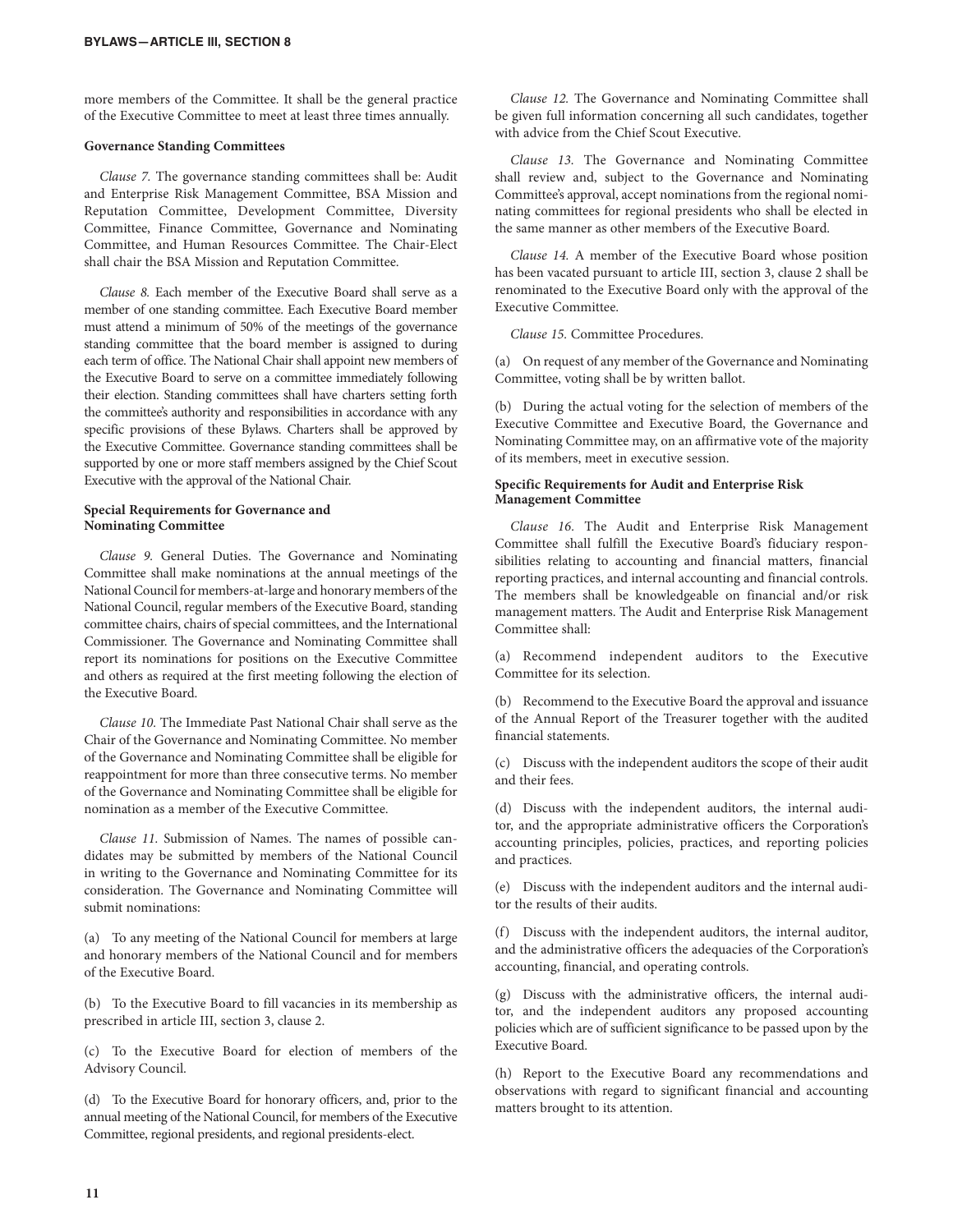more members of the Committee. It shall be the general practice of the Executive Committee to meet at least three times annually.

**Governance Standing Committees**

*Clause 7.* The governance standing committees shall be: Audit and Enterprise Risk Management Committee, BSA Mission and Reputation Committee, Development Committee, Diversity Committee, Finance Committee, Governance and Nominating Committee, and Human Resources Committee. The Chair-Elect shall chair the BSA Mission and Reputation Committee.

*Clause 8.* Each member of the Executive Board shall serve as a member of one standing committee. Each Executive Board member must attend a minimum of 50% of the meetings of the governance standing committee that the board member is assigned to during each term of office. The National Chair shall appoint new members of the Executive Board to serve on a committee immediately following their election. Standing committees shall have charters setting forth the committee's authority and responsibilities in accordance with any specific provisions of these Bylaws. Charters shall be approved by the Executive Committee. Governance standing committees shall be supported by one or more staff members assigned by the Chief Scout Executive with the approval of the National Chair.

**Special Requirements for Governance and Nominating Committee**

*Clause 9.* General Duties. The Governance and Nominating Committee shall make nominations at the annual meetings of the National Council for members-at-large and honorary members of the National Council, regular members of the Executive Board, standing committee chairs, chairs of special committees, and the International Commissioner. The Governance and Nominating Committee shall report its nominations for positions on the Executive Committee and others as required at the first meeting following the election of the Executive Board.

*Clause 10.* The Immediate Past National Chair shall serve as the Chair of the Governance and Nominating Committee. No member of the Governance and Nominating Committee shall be eligible for reappointment for more than three consecutive terms. No member of the Governance and Nominating Committee shall be eligible for nomination as a member of the Executive Committee.

*Clause 11.* Submission of Names. The names of possible candidates may be submitted by members of the National Council in writing to the Governance and Nominating Committee for its consideration. The Governance and Nominating Committee will submit nominations:

(a) To any meeting of the National Council for members at large and honorary members of the National Council and for members of the Executive Board.

(b) To the Executive Board to fill vacancies in its membership as prescribed in article III, section 3, clause 2.

(c) To the Executive Board for election of members of the Advisory Council.

(d) To the Executive Board for honorary officers, and, prior to the annual meeting of the National Council, for members of the Executive Committee, regional presidents, and regional presidents-elect.

*Clause 12.* The Governance and Nominating Committee shall be given full information concerning all such candidates, together with advice from the Chief Scout Executive.

*Clause 13.* The Governance and Nominating Committee shall review and, subject to the Governance and Nominating Committee's approval, accept nominations from the regional nominating committees for regional presidents who shall be elected in the same manner as other members of the Executive Board.

*Clause 14.* A member of the Executive Board whose position has been vacated pursuant to article III, section 3, clause 2 shall be renominated to the Executive Board only with the approval of the Executive Committee.

*Clause 15.* Committee Procedures.

(a) On request of any member of the Governance and Nominating Committee, voting shall be by written ballot.

(b) During the actual voting for the selection of members of the Executive Committee and Executive Board, the Governance and Nominating Committee may, on an affirmative vote of the majority of its members, meet in executive session.

**Specific Requirements for Audit and Enterprise Risk Management Committee**

*Clause 16.* The Audit and Enterprise Risk Management Committee shall fulfill the Executive Board's fiduciary responsibilities relating to accounting and financial matters, financial reporting practices, and internal accounting and financial controls. The members shall be knowledgeable on financial and/or risk management matters. The Audit and Enterprise Risk Management Committee shall:

(a) Recommend independent auditors to the Executive Committee for its selection.

(b) Recommend to the Executive Board the approval and issuance of the Annual Report of the Treasurer together with the audited financial statements.

(c) Discuss with the independent auditors the scope of their audit and their fees.

(d) Discuss with the independent auditors, the internal auditor, and the appropriate administrative officers the Corporation's accounting principles, policies, practices, and reporting policies and practices.

(e) Discuss with the independent auditors and the internal auditor the results of their audits.

(f) Discuss with the independent auditors, the internal auditor, and the administrative officers the adequacies of the Corporation's accounting, financial, and operating controls.

(g) Discuss with the administrative officers, the internal auditor, and the independent auditors any proposed accounting policies which are of sufficient significance to be passed upon by the Executive Board.

(h) Report to the Executive Board any recommendations and observations with regard to significant financial and accounting matters brought to its attention.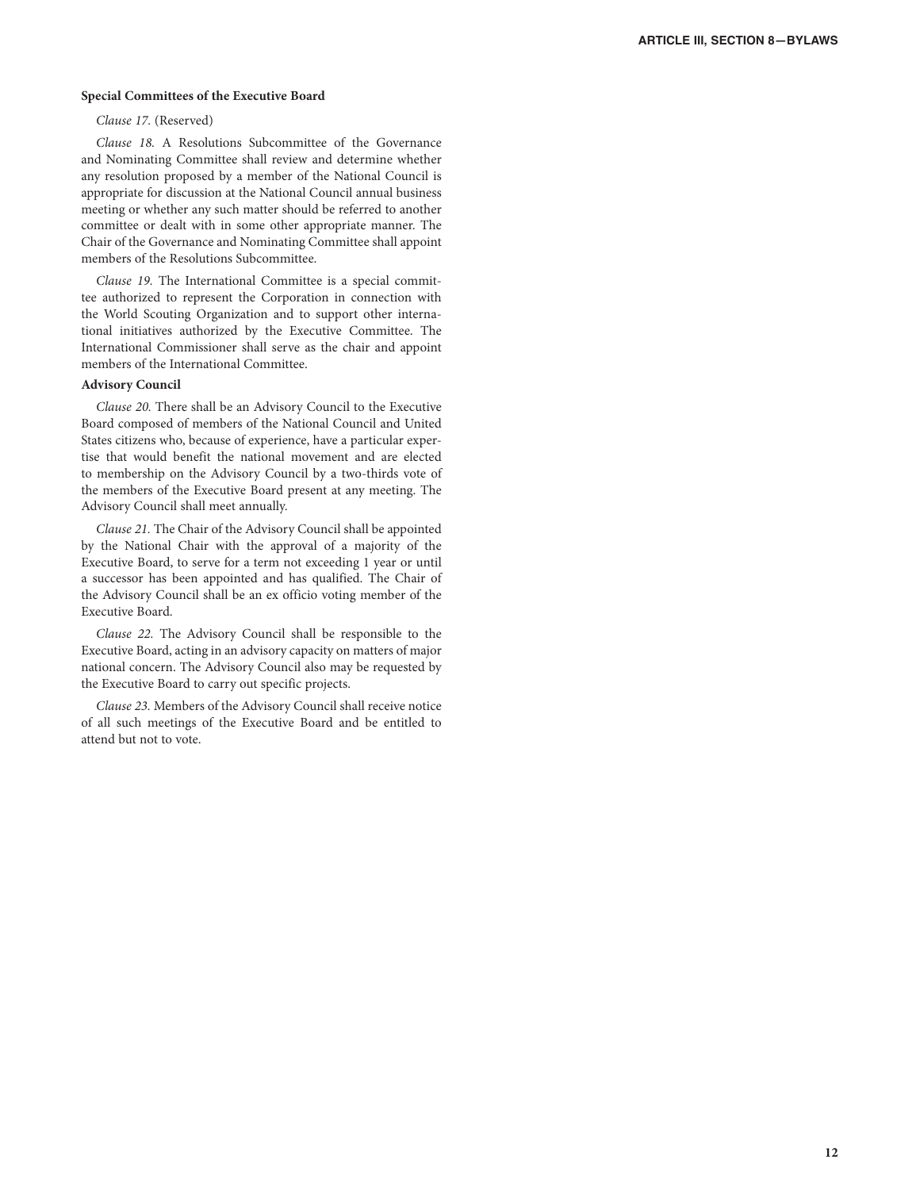**Special Committees of the Executive Board**

*Clause 17.* (Reserved)

*Clause 18.* A Resolutions Subcommittee of the Governance and Nominating Committee shall review and determine whether any resolution proposed by a member of the National Council is appropriate for discussion at the National Council annual business meeting or whether any such matter should be referred to another committee or dealt with in some other appropriate manner. The Chair of the Governance and Nominating Committee shall appoint members of the Resolutions Subcommittee.

*Clause 19.* The International Committee is a special committee authorized to represent the Corporation in connection with the World Scouting Organization and to support other international initiatives authorized by the Executive Committee. The International Commissioner shall serve as the chair and appoint members of the International Committee.

**Advisory Council**

*Clause 20.* There shall be an Advisory Council to the Executive Board composed of members of the National Council and United States citizens who, because of experience, have a particular expertise that would benefit the national movement and are elected to membership on the Advisory Council by a two-thirds vote of the members of the Executive Board present at any meeting. The Advisory Council shall meet annually.

*Clause 21.* The Chair of the Advisory Council shall be appointed by the National Chair with the approval of a majority of the Executive Board, to serve for a term not exceeding 1 year or until a successor has been appointed and has qualified. The Chair of the Advisory Council shall be an ex officio voting member of the Executive Board.

*Clause 22.* The Advisory Council shall be responsible to the Executive Board, acting in an advisory capacity on matters of major national concern. The Advisory Council also may be requested by the Executive Board to carry out specific projects.

*Clause 23.* Members of the Advisory Council shall receive notice of all such meetings of the Executive Board and be entitled to attend but not to vote.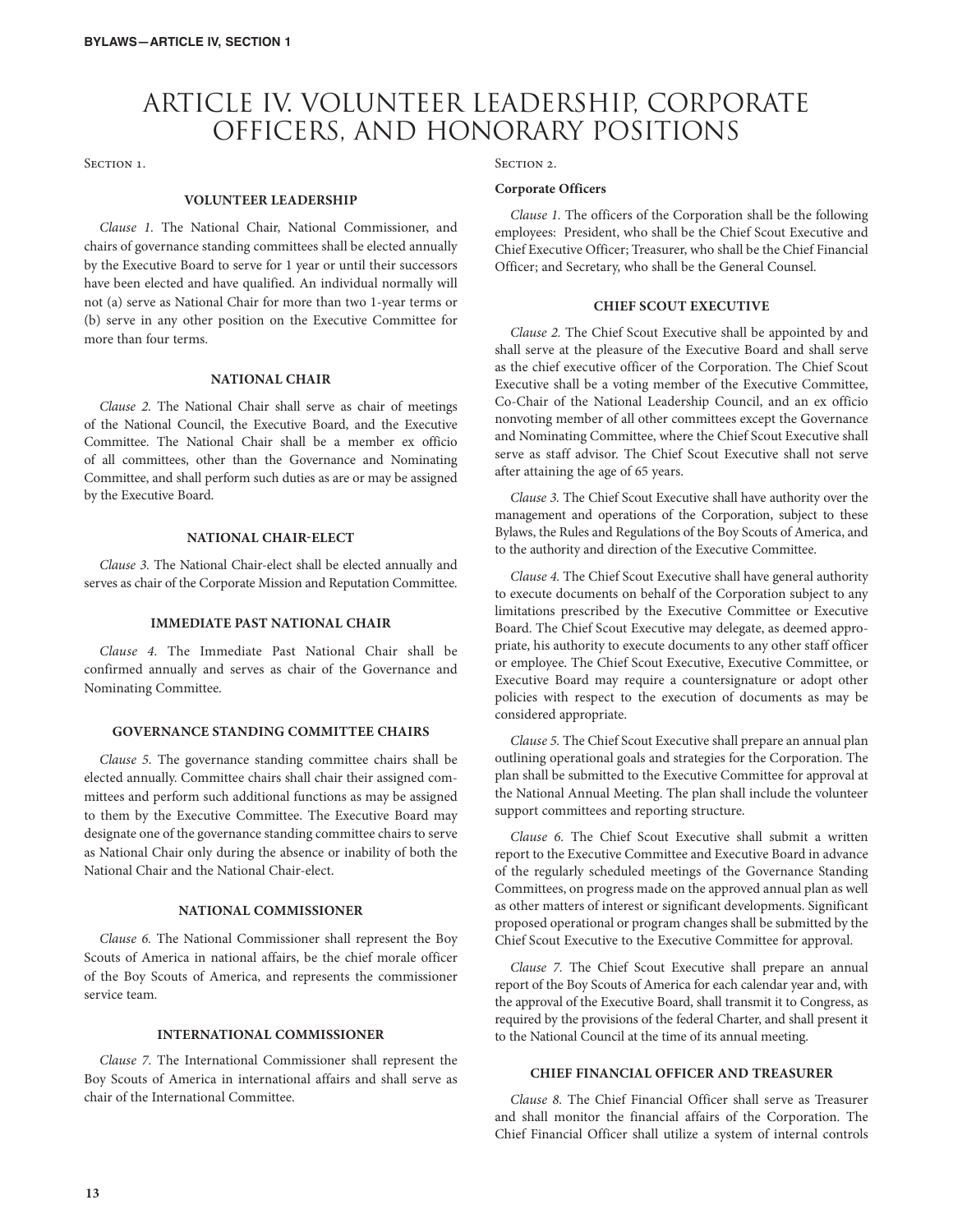# ARTICLE IV. VOLUNTEER LEADERSHIP, CORPORATE OFFICERS, AND HONORARY POSITIONS

SECTION 1.

### VOLUNTEER LEADERSHIP

*Clause 1.* The National Chair, National Commissioner, and chairs of governance standing committees shall be elected annually by the Executive Board to serve for 1 year or until their successors have been elected and have qualified. An individual normally will not (a) serve as National Chair for more than two 1-year terms or (b) serve in any other position on the Executive Committee for more than four terms.

### NATIONAL CHAIR

*Clause 2.* The National Chair shall serve as chair of meetings of the National Council, the Executive Board, and the Executive Committee. The National Chair shall be a member ex officio of all committees, other than the Governance and Nominating Committee, and shall perform such duties as are or may be assigned by the Executive Board.

### NATIONAL CHAIR-ELECT

*Clause 3.* The National Chair-elect shall be elected annually and serves as chair of the Corporate Mission and Reputation Committee.

### IMMEDIATE PAST NATIONAL CHAIR

*Clause 4.* The Immediate Past National Chair shall be confirmed annually and serves as chair of the Governance and Nominating Committee.

### GOVERNANCE STANDING COMMITTEE CHAIRS

*Clause 5.* The governance standing committee chairs shall be elected annually. Committee chairs shall chair their assigned committees and perform such additional functions as may be assigned to them by the Executive Committee. The Executive Board may designate one of the governance standing committee chairs to serve as National Chair only during the absence or inability of both the National Chair and the National Chair-elect.

### NATIONAL COMMISSIONER

*Clause 6.* The National Commissioner shall represent the Boy Scouts of America in national affairs, be the chief morale officer of the Boy Scouts of America, and represents the commissioner service team.

### INTERNATIONAL COMMISSIONER

*Clause 7.* The International Commissioner shall represent the Boy Scouts of America in international affairs and shall serve as chair of the International Committee.

SECTION 2.

**Corporate Officers**

*Clause 1.* The officers of the Corporation shall be the following employees: President, who shall be the Chief Scout Executive and Chief Executive Officer; Treasurer, who shall be the Chief Financial Officer; and Secretary, who shall be the General Counsel.

### CHIEF SCOUT EXECUTIVE

*Clause 2.* The Chief Scout Executive shall be appointed by and shall serve at the pleasure of the Executive Board and shall serve as the chief executive officer of the Corporation. The Chief Scout Executive shall be a voting member of the Executive Committee, Co-Chair of the National Leadership Council, and an ex officio nonvoting member of all other committees except the Governance and Nominating Committee, where the Chief Scout Executive shall serve as staff advisor. The Chief Scout Executive shall not serve after attaining the age of 65 years.

*Clause 3.* The Chief Scout Executive shall have authority over the management and operations of the Corporation, subject to these Bylaws, the Rules and Regulations of the Boy Scouts of America, and to the authority and direction of the Executive Committee.

*Clause 4.* The Chief Scout Executive shall have general authority to execute documents on behalf of the Corporation subject to any limitations prescribed by the Executive Committee or Executive Board. The Chief Scout Executive may delegate, as deemed appropriate, his authority to execute documents to any other staff officer or employee. The Chief Scout Executive, Executive Committee, or Executive Board may require a countersignature or adopt other policies with respect to the execution of documents as may be considered appropriate.

*Clause 5.* The Chief Scout Executive shall prepare an annual plan outlining operational goals and strategies for the Corporation. The plan shall be submitted to the Executive Committee for approval at the National Annual Meeting. The plan shall include the volunteer support committees and reporting structure.

*Clause 6.* The Chief Scout Executive shall submit a written report to the Executive Committee and Executive Board in advance of the regularly scheduled meetings of the Governance Standing Committees, on progress made on the approved annual plan as well as other matters of interest or significant developments. Significant proposed operational or program changes shall be submitted by the Chief Scout Executive to the Executive Committee for approval.

*Clause 7.* The Chief Scout Executive shall prepare an annual report of the Boy Scouts of America for each calendar year and, with the approval of the Executive Board, shall transmit it to Congress, as required by the provisions of the federal Charter, and shall present it to the National Council at the time of its annual meeting.

### CHIEF FINANCIAL OFFICER AND TREASURER

*Clause 8.* The Chief Financial Officer shall serve as Treasurer and shall monitor the financial affairs of the Corporation. The Chief Financial Officer shall utilize a system of internal controls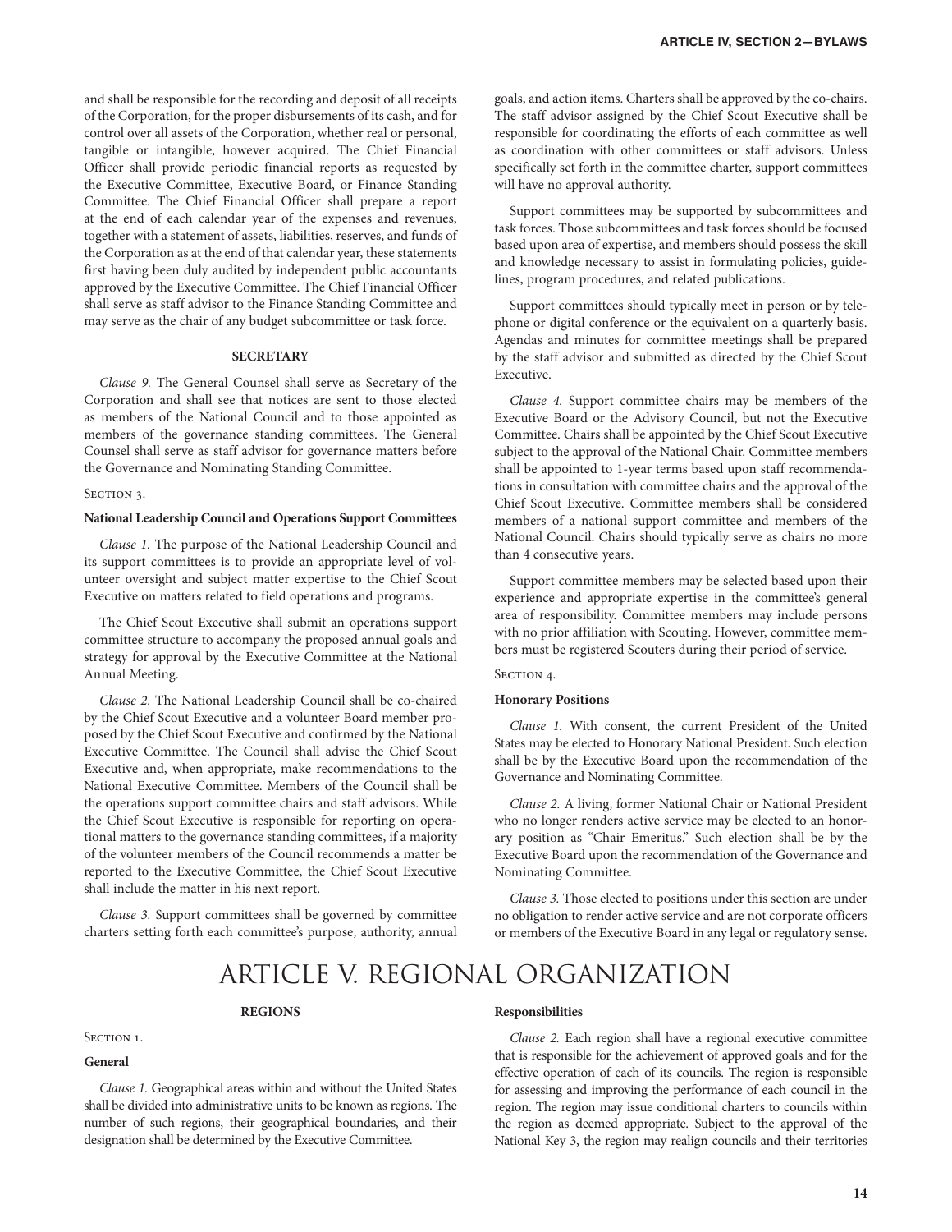and shall be responsible for the recording and deposit of all receipts of the Corporation, for the proper disbursements of its cash, and for control over all assets of the Corporation, whether real or personal, tangible or intangible, however acquired. The Chief Financial Officer shall provide periodic financial reports as requested by the Executive Committee, Executive Board, or Finance Standing Committee. The Chief Financial Officer shall prepare a report at the end of each calendar year of the expenses and revenues, together with a statement of assets, liabilities, reserves, and funds of the Corporation as at the end of that calendar year, these statements first having been duly audited by independent public accountants approved by the Executive Committee. The Chief Financial Officer shall serve as staff advisor to the Finance Standing Committee and may serve as the chair of any budget subcommittee or task force.

**SECRETARY**

*Clause 9.* The General Counsel shall serve as Secretary of the Corporation and shall see that notices are sent to those elected as members of the National Council and to those appointed as members of the governance standing committees. The General Counsel shall serve as staff advisor for governance matters before the Governance and Nominating Standing Committee.

SECTION 3.

**National Leadership Council and Operations Support Committees**

*Clause 1.* The purpose of the National Leadership Council and its support committees is to provide an appropriate level of volunteer oversight and subject matter expertise to the Chief Scout Executive on matters related to field operations and programs.

The Chief Scout Executive shall submit an operations support committee structure to accompany the proposed annual goals and strategy for approval by the Executive Committee at the National Annual Meeting.

*Clause 2.* The National Leadership Council shall be co-chaired by the Chief Scout Executive and a volunteer Board member proposed by the Chief Scout Executive and confirmed by the National Executive Committee. The Council shall advise the Chief Scout Executive and, when appropriate, make recommendations to the National Executive Committee. Members of the Council shall be the operations support committee chairs and staff advisors. While the Chief Scout Executive is responsible for reporting on operational matters to the governance standing committees, if a majority of the volunteer members of the Council recommends a matter be reported to the Executive Committee, the Chief Scout Executive shall include the matter in his next report.

*Clause 3.* Support committees shall be governed by committee charters setting forth each committee's purpose, authority, annual goals, and action items. Charters shall be approved by the co-chairs. The staff advisor assigned by the Chief Scout Executive shall be responsible for coordinating the efforts of each committee as well as coordination with other committees or staff advisors. Unless specifically set forth in the committee charter, support committees will have no approval authority.

Support committees may be supported by subcommittees and task forces. Those subcommittees and task forces should be focused based upon area of expertise, and members should possess the skill and knowledge necessary to assist in formulating policies, guidelines, program procedures, and related publications.

Support committees should typically meet in person or by telephone or digital conference or the equivalent on a quarterly basis. Agendas and minutes for committee meetings shall be prepared by the staff advisor and submitted as directed by the Chief Scout Executive.

*Clause 4.* Support committee chairs may be members of the Executive Board or the Advisory Council, but not the Executive Committee. Chairs shall be appointed by the Chief Scout Executive subject to the approval of the National Chair. Committee members shall be appointed to 1-year terms based upon staff recommendations in consultation with committee chairs and the approval of the Chief Scout Executive. Committee members shall be considered members of a national support committee and members of the National Council. Chairs should typically serve as chairs no more than 4 consecutive years.

Support committee members may be selected based upon their experience and appropriate expertise in the committee's general area of responsibility. Committee members may include persons with no prior affiliation with Scouting. However, committee members must be registered Scouters during their period of service.

SECTION 4.

**Honorary Positions**

*Clause 1.* With consent, the current President of the United States may be elected to Honorary National President. Such election shall be by the Executive Board upon the recommendation of the Governance and Nominating Committee.

*Clause 2.* A living, former National Chair or National President who no longer renders active service may be elected to an honorary position as "Chair Emeritus." Such election shall be by the Executive Board upon the recommendation of the Governance and Nominating Committee.

*Clause 3.* Those elected to positions under this section are under no obligation to render active service and are not corporate officers or members of the Executive Board in any legal or regulatory sense.

# ARTICLE V. REGIONAL ORGANIZATION

**REGIONS**

SECTION 1.

**General**

*Clause 1.* Geographical areas within and without the United States shall be divided into administrative units to be known as regions. The number of such regions, their geographical boundaries, and their designation shall be determined by the Executive Committee.

**Responsibilities**

*Clause 2.* Each region shall have a regional executive committee that is responsible for the achievement of approved goals and for the effective operation of each of its councils. The region is responsible for assessing and improving the performance of each council in the region. The region may issue conditional charters to councils within the region as deemed appropriate. Subject to the approval of the National Key 3, the region may realign councils and their territories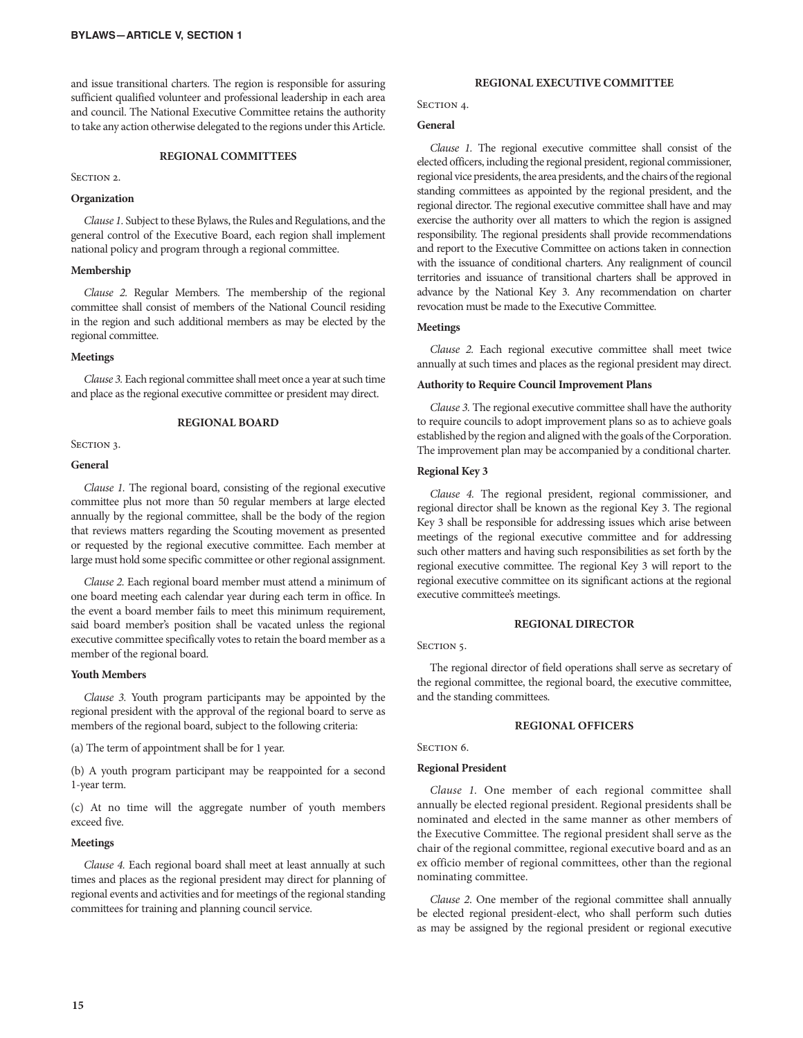and issue transitional charters. The region is responsible for assuring sufficient qualified volunteer and professional leadership in each area and council. The National Executive Committee retains the authority to take any action otherwise delegated to the regions under this Article.

### REGIONAL COMMITTEES

SECTION 2.

**Organization**

*Clause 1.* Subject to these Bylaws, the Rules and Regulations, and the general control of the Executive Board, each region shall implement national policy and program through a regional committee.

**Membership**

*Clause 2.* Regular Members. The membership of the regional committee shall consist of members of the National Council residing in the region and such additional members as may be elected by the regional committee.

**Meetings**

*Clause 3.* Each regional committee shall meet once a year at such time and place as the regional executive committee or president may direct.

### REGIONAL BOARD

SECTION 3.

**General**

*Clause 1.* The regional board, consisting of the regional executive committee plus not more than 50 regular members at large elected annually by the regional committee, shall be the body of the region that reviews matters regarding the Scouting movement as presented or requested by the regional executive committee. Each member at large must hold some specific committee or other regional assignment.

*Clause 2.* Each regional board member must attend a minimum of one board meeting each calendar year during each term in office. In the event a board member fails to meet this minimum requirement, said board member's position shall be vacated unless the regional executive committee specifically votes to retain the board member as a member of the regional board.

**Youth Members**

*Clause 3.* Youth program participants may be appointed by the regional president with the approval of the regional board to serve as members of the regional board, subject to the following criteria:

(a) The term of appointment shall be for 1 year.

(b) A youth program participant may be reappointed for a second 1-year term.

(c) At no time will the aggregate number of youth members exceed five.

**Meetings**

*Clause 4.* Each regional board shall meet at least annually at such times and places as the regional president may direct for planning of regional events and activities and for meetings of the regional standing committees for training and planning council service.

### REGIONAL EXECUTIVE COMMITTEE

SECTION 4.

**General**

*Clause 1.* The regional executive committee shall consist of the elected officers, including the regional president, regional commissioner, regional vice presidents, the area presidents, and the chairs of the regional standing committees as appointed by the regional president, and the regional director. The regional executive committee shall have and may exercise the authority over all matters to which the region is assigned responsibility. The regional presidents shall provide recommendations and report to the Executive Committee on actions taken in connection with the issuance of conditional charters. Any realignment of council territories and issuance of transitional charters shall be approved in advance by the National Key 3. Any recommendation on charter revocation must be made to the Executive Committee.

**Meetings**

*Clause 2.* Each regional executive committee shall meet twice annually at such times and places as the regional president may direct.

**Authority to Require Council Improvement Plans**

*Clause 3.* The regional executive committee shall have the authority to require councils to adopt improvement plans so as to achieve goals established by the region and aligned with the goals of the Corporation. The improvement plan may be accompanied by a conditional charter.

**Regional Key 3**

*Clause 4.* The regional president, regional commissioner, and regional director shall be known as the regional Key 3. The regional Key 3 shall be responsible for addressing issues which arise between meetings of the regional executive committee and for addressing such other matters and having such responsibilities as set forth by the regional executive committee. The regional Key 3 will report to the regional executive committee on its significant actions at the regional executive committee's meetings.

### REGIONAL DIRECTOR

SECTION 5.

The regional director of field operations shall serve as secretary of the regional committee, the regional board, the executive committee, and the standing committees.

### REGIONAL OFFICERS

SECTION 6.

**Regional President**

*Clause 1.* One member of each regional committee shall annually be elected regional president. Regional presidents shall be nominated and elected in the same manner as other members of the Executive Committee. The regional president shall serve as the chair of the regional committee, regional executive board and as an ex officio member of regional committees, other than the regional nominating committee.

*Clause 2.* One member of the regional committee shall annually be elected regional president-elect, who shall perform such duties as may be assigned by the regional president or regional executive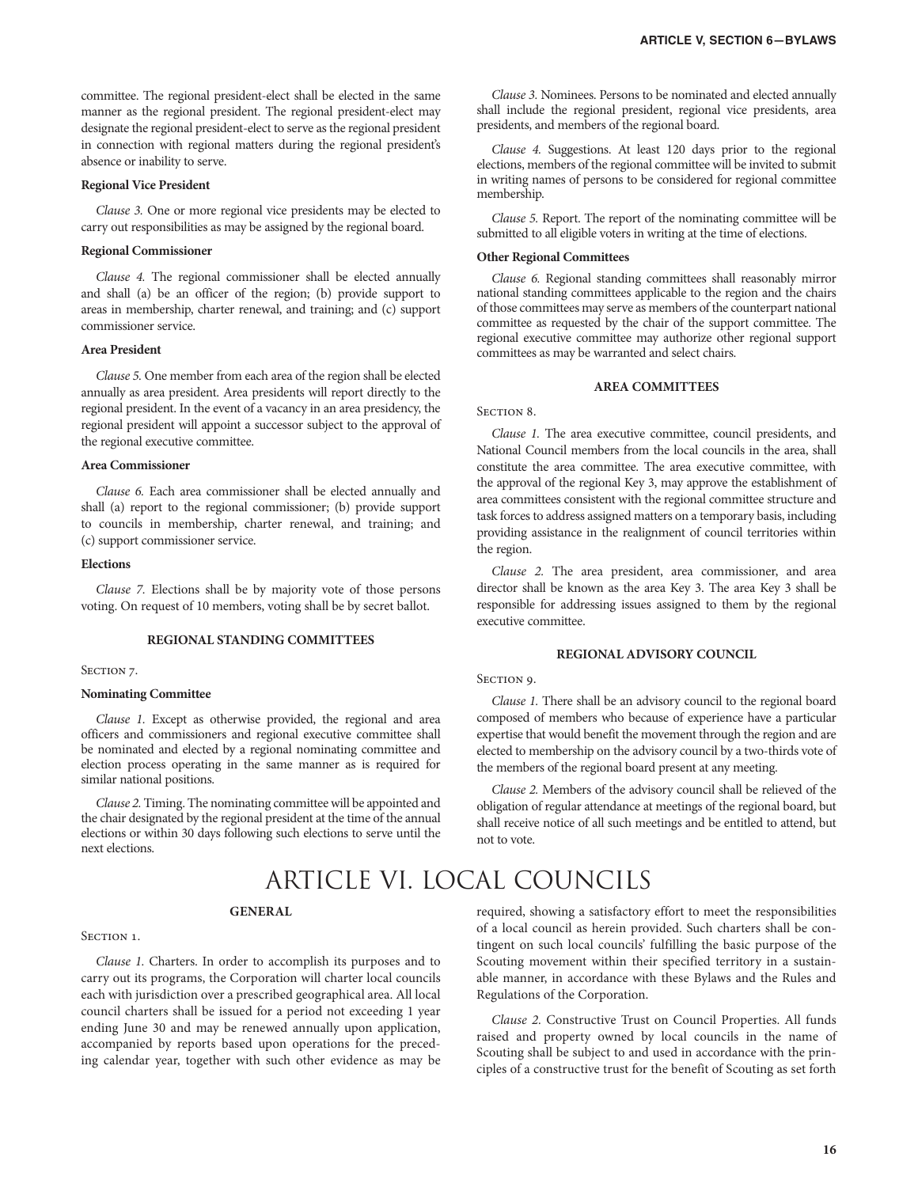committee. The regional president-elect shall be elected in the same manner as the regional president. The regional president-elect may designate the regional president-elect to serve as the regional president in connection with regional matters during the regional president's absence or inability to serve.

**Regional Vice President**

*Clause 3.* One or more regional vice presidents may be elected to carry out responsibilities as may be assigned by the regional board.

**Regional Commissioner**

*Clause 4.* The regional commissioner shall be elected annually and shall (a) be an officer of the region; (b) provide support to areas in membership, charter renewal, and training; and (c) support commissioner service.

**Area President**

*Clause 5.* One member from each area of the region shall be elected annually as area president. Area presidents will report directly to the regional president. In the event of a vacancy in an area presidency, the regional president will appoint a successor subject to the approval of the regional executive committee.

**Area Commissioner**

*Clause 6.* Each area commissioner shall be elected annually and shall (a) report to the regional commissioner; (b) provide support to councils in membership, charter renewal, and training; and (c) support commissioner service.

**Elections**

*Clause 7.* Elections shall be by majority vote of those persons voting. On request of 10 members, voting shall be by secret ballot.

### REGIONAL STANDING COMMITTEES

Section 7.

**Nominating Committee**

*Clause 1.* Except as otherwise provided, the regional and area officers and commissioners and regional executive committee shall be nominated and elected by a regional nominating committee and election process operating in the same manner as is required for similar national positions.

*Clause 2.* Timing. The nominating committee will be appointed and the chair designated by the regional president at the time of the annual elections or within 30 days following such elections to serve until the next elections.

*Clause 3.* Nominees. Persons to be nominated and elected annually shall include the regional president, regional vice presidents, area presidents, and members of the regional board.

*Clause 4.* Suggestions. At least 120 days prior to the regional elections, members of the regional committee will be invited to submit in writing names of persons to be considered for regional committee membership.

*Clause 5.* Report. The report of the nominating committee will be submitted to all eligible voters in writing at the time of elections.

**Other Regional Committees**

*Clause 6.* Regional standing committees shall reasonably mirror national standing committees applicable to the region and the chairs of those committees may serve as members of the counterpart national committee as requested by the chair of the support committee. The regional executive committee may authorize other regional support committees as may be warranted and select chairs.

### AREA COMMITTEES

Section 8.

*Clause 1.* The area executive committee, council presidents, and National Council members from the local councils in the area, shall constitute the area committee. The area executive committee, with the approval of the regional Key 3, may approve the establishment of area committees consistent with the regional committee structure and task forces to address assigned matters on a temporary basis, including providing assistance in the realignment of council territories within the region.

*Clause 2.* The area president, area commissioner, and area director shall be known as the area Key 3. The area Key 3 shall be responsible for addressing issues assigned to them by the regional executive committee.

### REGIONAL ADVISORY COUNCIL

Section 9.

*Clause 1.* There shall be an advisory council to the regional board composed of members who because of experience have a particular expertise that would benefit the movement through the region and are elected to membership on the advisory council by a two-thirds vote of the members of the regional board present at any meeting.

*Clause 2.* Members of the advisory council shall be relieved of the obligation of regular attendance at meetings of the regional board, but shall receive notice of all such meetings and be entitled to attend, but not to vote.

# ARTICLE VI. LOCAL COUNCILS

### GENERAL

Section 1.

*Clause 1.* Charters. In order to accomplish its purposes and to carry out its programs, the Corporation will charter local councils each with jurisdiction over a prescribed geographical area. All local council charters shall be issued for a period not exceeding 1 year ending June 30 and may be renewed annually upon application, accompanied by reports based upon operations for the preceding calendar year, together with such other evidence as may be required, showing a satisfactory effort to meet the responsibilities of a local council as herein provided. Such charters shall be contingent on such local councils' fulfilling the basic purpose of the Scouting movement within their specified territory in a sustainable manner, in accordance with these Bylaws and the Rules and Regulations of the Corporation.

*Clause 2.* Constructive Trust on Council Properties. All funds raised and property owned by local councils in the name of Scouting shall be subject to and used in accordance with the principles of a constructive trust for the benefit of Scouting as set forth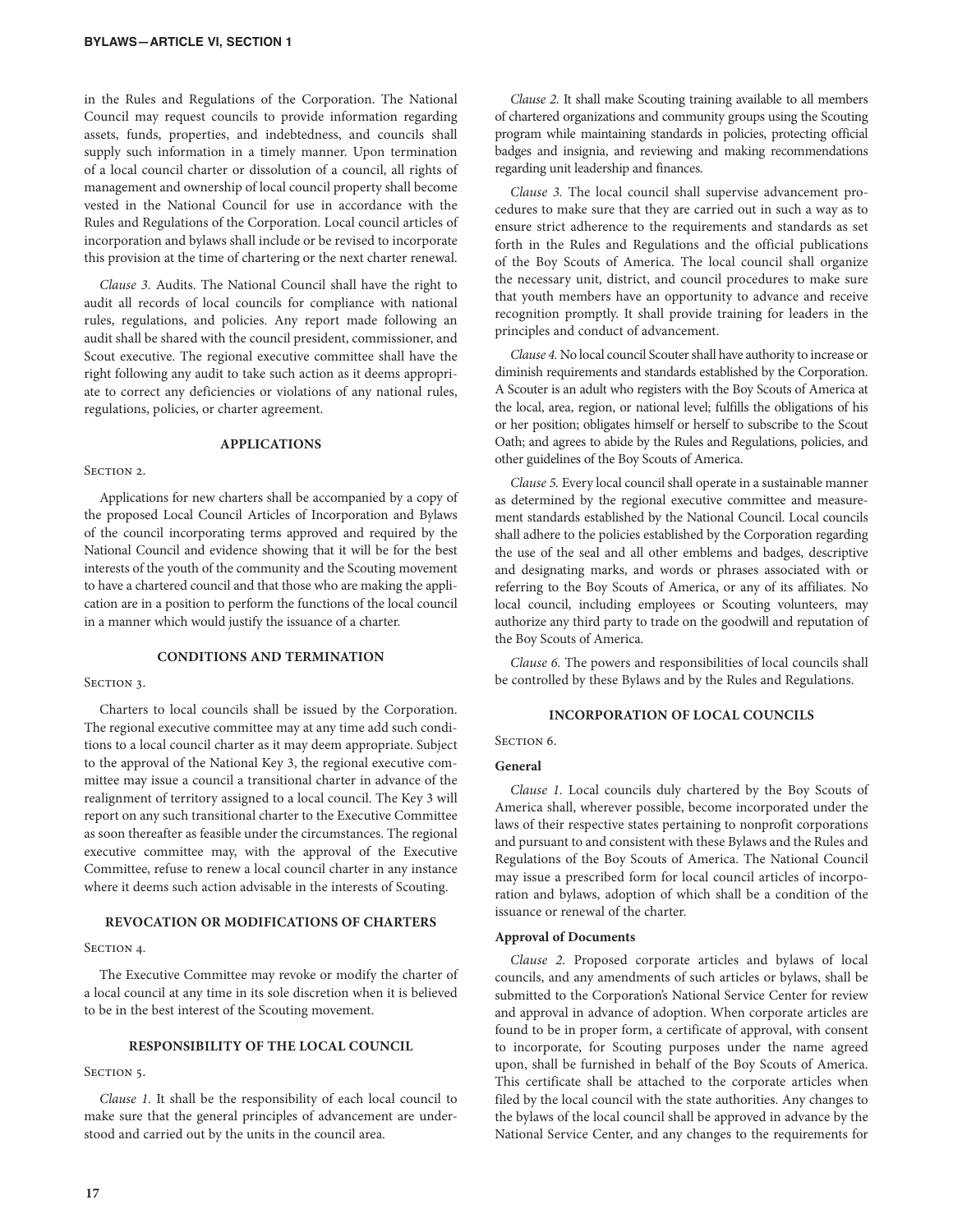in the Rules and Regulations of the Corporation. The National Council may request councils to provide information regarding assets, funds, properties, and indebtedness, and councils shall supply such information in a timely manner. Upon termination of a local council charter or dissolution of a council, all rights of management and ownership of local council property shall become vested in the National Council for use in accordance with the Rules and Regulations of the Corporation. Local council articles of incorporation and bylaws shall include or be revised to incorporate this provision at the time of chartering or the next charter renewal.

*Clause 3.* Audits. The National Council shall have the right to audit all records of local councils for compliance with national rules, regulations, and policies. Any report made following an audit shall be shared with the council president, commissioner, and Scout executive. The regional executive committee shall have the right following any audit to take such action as it deems appropriate to correct any deficiencies or violations of any national rules, regulations, policies, or charter agreement.

### APPLICATIONS

Section 2.

Applications for new charters shall be accompanied by a copy of the proposed Local Council Articles of Incorporation and Bylaws of the council incorporating terms approved and required by the National Council and evidence showing that it will be for the best interests of the youth of the community and the Scouting movement to have a chartered council and that those who are making the application are in a position to perform the functions of the local council in a manner which would justify the issuance of a charter.

### CONDITIONS AND TERMINATION

Section 3.

Charters to local councils shall be issued by the Corporation. The regional executive committee may at any time add such conditions to a local council charter as it may deem appropriate. Subject to the approval of the National Key 3, the regional executive committee may issue a council a transitional charter in advance of the realignment of territory assigned to a local council. The Key 3 will report on any such transitional charter to the Executive Committee as soon thereafter as feasible under the circumstances. The regional executive committee may, with the approval of the Executive Committee, refuse to renew a local council charter in any instance where it deems such action advisable in the interests of Scouting.

### REVOCATION OR MODIFICATIONS OF CHARTERS

Section 4.

The Executive Committee may revoke or modify the charter of a local council at any time in its sole discretion when it is believed to be in the best interest of the Scouting movement.

### RESPONSIBILITY OF THE LOCAL COUNCIL

Section 5.

*Clause 1.* It shall be the responsibility of each local council to make sure that the general principles of advancement are understood and carried out by the units in the council area.

*Clause 2.* It shall make Scouting training available to all members of chartered organizations and community groups using the Scouting program while maintaining standards in policies, protecting official badges and insignia, and reviewing and making recommendations regarding unit leadership and finances.

*Clause 3.* The local council shall supervise advancement procedures to make sure that they are carried out in such a way as to ensure strict adherence to the requirements and standards as set forth in the Rules and Regulations and the official publications of the Boy Scouts of America. The local council shall organize the necessary unit, district, and council procedures to make sure that youth members have an opportunity to advance and receive recognition promptly. It shall provide training for leaders in the principles and conduct of advancement.

*Clause 4.* No local council Scouter shall have authority to increase or diminish requirements and standards established by the Corporation. A Scouter is an adult who registers with the Boy Scouts of America at the local, area, region, or national level; fulfills the obligations of his or her position; obligates himself or herself to subscribe to the Scout Oath; and agrees to abide by the Rules and Regulations, policies, and other guidelines of the Boy Scouts of America.

*Clause 5.* Every local council shall operate in a sustainable manner as determined by the regional executive committee and measurement standards established by the National Council. Local councils shall adhere to the policies established by the Corporation regarding the use of the seal and all other emblems and badges, descriptive and designating marks, and words or phrases associated with or referring to the Boy Scouts of America, or any of its affiliates. No local council, including employees or Scouting volunteers, may authorize any third party to trade on the goodwill and reputation of the Boy Scouts of America.

*Clause 6.* The powers and responsibilities of local councils shall be controlled by these Bylaws and by the Rules and Regulations.

### INCORPORATION OF LOCAL COUNCILS

Section 6.

**General**

*Clause 1.* Local councils duly chartered by the Boy Scouts of America shall, wherever possible, become incorporated under the laws of their respective states pertaining to nonprofit corporations and pursuant to and consistent with these Bylaws and the Rules and Regulations of the Boy Scouts of America. The National Council may issue a prescribed form for local council articles of incorporation and bylaws, adoption of which shall be a condition of the issuance or renewal of the charter.

**Approval of Documents**

*Clause 2.* Proposed corporate articles and bylaws of local councils, and any amendments of such articles or bylaws, shall be submitted to the Corporation's National Service Center for review and approval in advance of adoption. When corporate articles are found to be in proper form, a certificate of approval, with consent to incorporate, for Scouting purposes under the name agreed upon, shall be furnished in behalf of the Boy Scouts of America. This certificate shall be attached to the corporate articles when filed by the local council with the state authorities. Any changes to the bylaws of the local council shall be approved in advance by the National Service Center, and any changes to the requirements for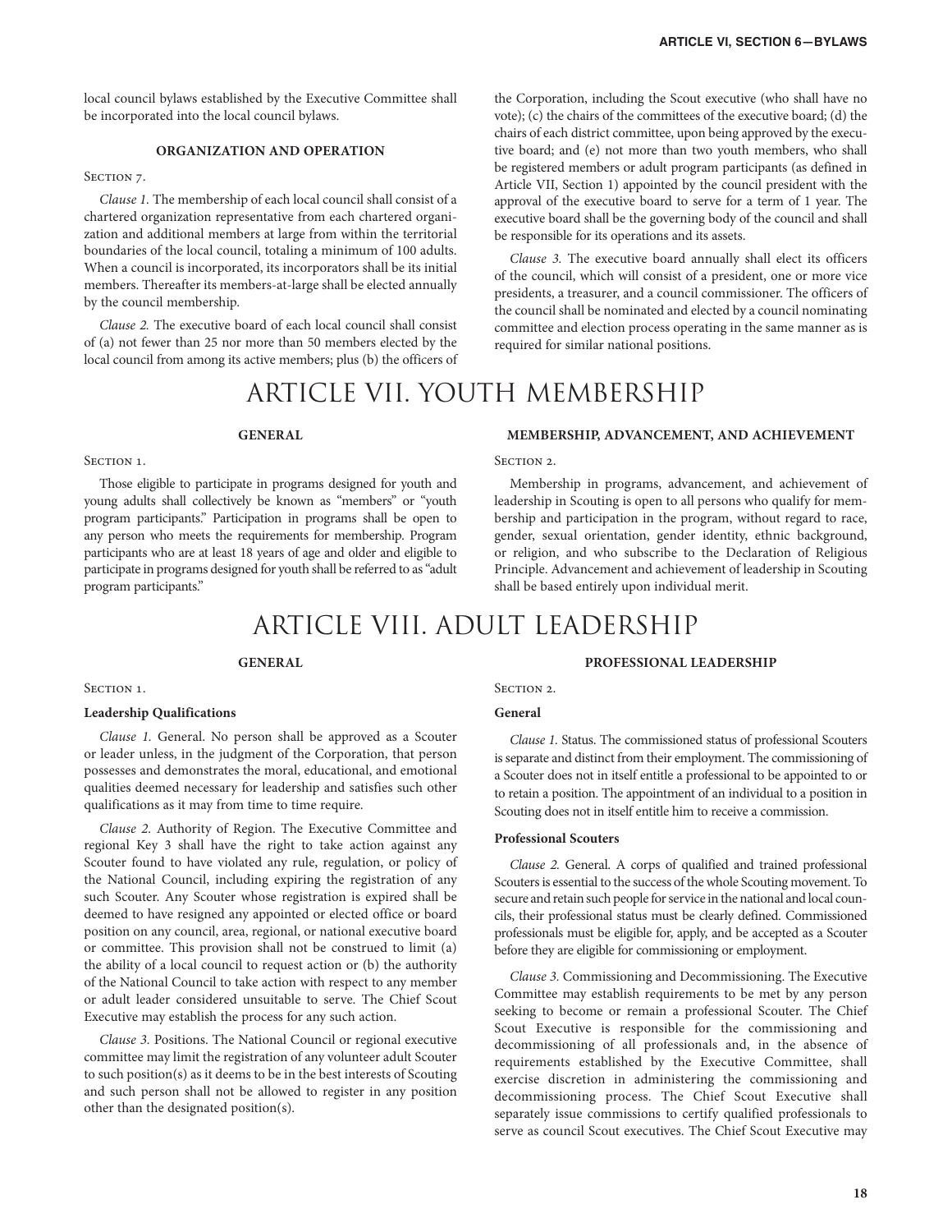local council bylaws established by the Executive Committee shall be incorporated into the local council bylaws.

### ORGANIZATION AND OPERATION

SECTION 7.

*Clause 1.* The membership of each local council shall consist of a chartered organization representative from each chartered organization and additional members at large from within the territorial boundaries of the local council, totaling a minimum of 100 adults. When a council is incorporated, its incorporators shall be its initial members. Thereafter its members-at-large shall be elected annually by the council membership.

*Clause 2.* The executive board of each local council shall consist of (a) not fewer than 25 nor more than 50 members elected by the local council from among its active members; plus (b) the officers of the Corporation, including the Scout executive (who shall have no vote); (c) the chairs of the committees of the executive board; (d) the chairs of each district committee, upon being approved by the executive board; and (e) not more than two youth members, who shall be registered members or adult program participants (as defined in Article VII, Section 1) appointed by the council president with the approval of the executive board to serve for a term of 1 year. The executive board shall be the governing body of the council and shall be responsible for its operations and its assets.

*Clause 3.* The executive board annually shall elect its officers of the council, which will consist of a president, one or more vice presidents, a treasurer, and a council commissioner. The officers of the council shall be nominated and elected by a council nominating committee and election process operating in the same manner as is required for similar national positions.

# ARTICLE VII. YOUTH MEMBERSHIP

### GENERAL

SECTION 1.

Those eligible to participate in programs designed for youth and young adults shall collectively be known as "members" or "youth program participants." Participation in programs shall be open to any person who meets the requirements for membership. Program participants who are at least 18 years of age and older and eligible to participate in programs designed for youth shall be referred to as "adult program participants."

### MEMBERSHIP, ADVANCEMENT, AND ACHIEVEMENT

SECTION 2.

Membership in programs, advancement, and achievement of leadership in Scouting is open to all persons who qualify for membership and participation in the program, without regard to race, gender, sexual orientation, gender identity, ethnic background, or religion, and who subscribe to the Declaration of Religious Principle. Advancement and achievement of leadership in Scouting shall be based entirely upon individual merit.

# ARTICLE VIII. ADULT LEADERSHIP

### GENERAL

SECTION 1.

**Leadership Qualifications**

*Clause 1.* General. No person shall be approved as a Scouter or leader unless, in the judgment of the Corporation, that person possesses and demonstrates the moral, educational, and emotional qualities deemed necessary for leadership and satisfies such other qualifications as it may from time to time require.

*Clause 2.* Authority of Region. The Executive Committee and regional Key 3 shall have the right to take action against any Scouter found to have violated any rule, regulation, or policy of the National Council, including expiring the registration of any such Scouter. Any Scouter whose registration is expired shall be deemed to have resigned any appointed or elected office or board position on any council, area, regional, or national executive board or committee. This provision shall not be construed to limit (a) the ability of a local council to request action or (b) the authority of the National Council to take action with respect to any member or adult leader considered unsuitable to serve. The Chief Scout Executive may establish the process for any such action.

*Clause 3.* Positions. The National Council or regional executive committee may limit the registration of any volunteer adult Scouter to such position(s) as it deems to be in the best interests of Scouting and such person shall not be allowed to register in any position other than the designated position(s).

### PROFESSIONAL LEADERSHIP

SECTION 2.

**General**

*Clause 1.* Status. The commissioned status of professional Scouters is separate and distinct from their employment. The commissioning of a Scouter does not in itself entitle a professional to be appointed to or to retain a position. The appointment of an individual to a position in Scouting does not in itself entitle him to receive a commission.

**Professional Scouters**

*Clause 2.* General. A corps of qualified and trained professional Scouters is essential to the success of the whole Scouting movement. To secure and retain such people for service in the national and local councils, their professional status must be clearly defined. Commissioned professionals must be eligible for, apply, and be accepted as a Scouter before they are eligible for commissioning or employment.

*Clause 3.* Commissioning and Decommissioning. The Executive Committee may establish requirements to be met by any person seeking to become or remain a professional Scouter. The Chief Scout Executive is responsible for the commissioning and decommissioning of all professionals and, in the absence of requirements established by the Executive Committee, shall exercise discretion in administering the commissioning and decommissioning process. The Chief Scout Executive shall separately issue commissions to certify qualified professionals to serve as council Scout executives. The Chief Scout Executive may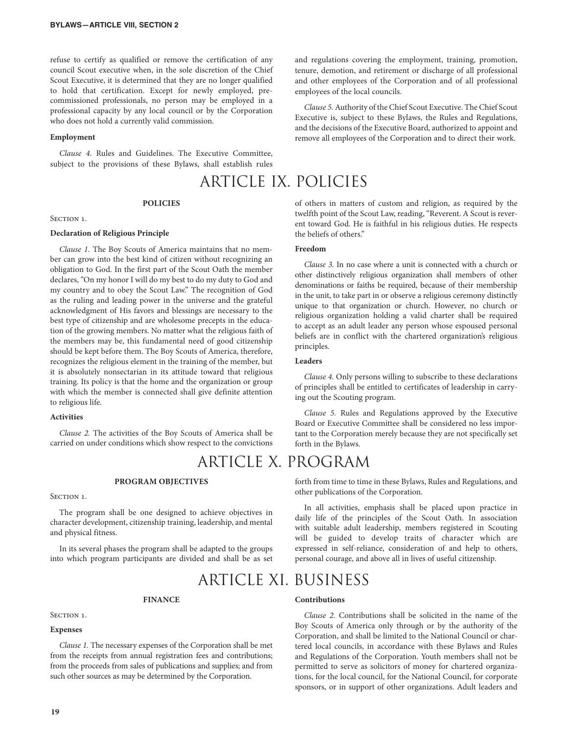refuse to certify as qualified or remove the certification of any council Scout executive when, in the sole discretion of the Chief Scout Executive, it is determined that they are no longer qualified to hold that certification. Except for newly employed, pre-commissioned professionals, no person may be employed in a professional capacity by any local council or by the Corporation who does not hold a currently valid commission.

**Employment**

*Clause 4.* Rules and Guidelines. The Executive Committee, subject to the provisions of these Bylaws, shall establish rules and regulations covering the employment, training, promotion, tenure, demotion, and retirement or discharge of all professional and other employees of the Corporation and of all professional employees of the local councils.

*Clause 5.* Authority of the Chief Scout Executive. The Chief Scout Executive is, subject to these Bylaws, the Rules and Regulations, and the decisions of the Executive Board, authorized to appoint and remove all employees of the Corporation and to direct their work.

# ARTICLE IX. POLICIES

### POLICIES

Section 1.

**Declaration of Religious Principle**

*Clause 1.* The Boy Scouts of America maintains that no member can grow into the best kind of citizen without recognizing an obligation to God. In the first part of the Scout Oath the member declares, "On my honor I will do my best to do my duty to God and my country and to obey the Scout Law." The recognition of God as the ruling and leading power in the universe and the grateful acknowledgment of His favors and blessings are necessary to the best type of citizenship and are wholesome precepts in the education of the growing members. No matter what the religious faith of the members may be, this fundamental need of good citizenship should be kept before them. The Boy Scouts of America, therefore, recognizes the religious element in the training of the member, but it is absolutely nonsectarian in its attitude toward that religious training. Its policy is that the home and the organization or group with which the member is connected shall give definite attention to religious life.

**Activities**

*Clause 2.* The activities of the Boy Scouts of America shall be carried on under conditions which show respect to the convictions of others in matters of custom and religion, as required by the twelfth point of the Scout Law, reading, "Reverent. A Scout is reverent toward God. He is faithful in his religious duties. He respects the beliefs of others."

**Freedom**

*Clause 3.* In no case where a unit is connected with a church or other distinctively religious organization shall members of other denominations or faiths be required, because of their membership in the unit, to take part in or observe a religious ceremony distinctly unique to that organization or church. However, no church or religious organization holding a valid charter shall be required to accept as an adult leader any person whose espoused personal beliefs are in conflict with the chartered organization's religious principles.

**Leaders**

*Clause 4.* Only persons willing to subscribe to these declarations of principles shall be entitled to certificates of leadership in carrying out the Scouting program.

*Clause 5.* Rules and Regulations approved by the Executive Board or Executive Committee shall be considered no less important to the Corporation merely because they are not specifically set forth in the Bylaws.

# ARTICLE X. PROGRAM

### PROGRAM OBJECTIVES

Section 1.

The program shall be one designed to achieve objectives in character development, citizenship training, leadership, and mental and physical fitness.

In its several phases the program shall be adapted to the groups into which program participants are divided and shall be as set forth from time to time in these Bylaws, Rules and Regulations, and other publications of the Corporation.

In all activities, emphasis shall be placed upon practice in daily life of the principles of the Scout Oath. In association with suitable adult leadership, members registered in Scouting will be guided to develop traits of character which are expressed in self-reliance, consideration of and help to others, personal courage, and above all in lives of useful citizenship.

# ARTICLE XI. BUSINESS

### FINANCE

Section 1.

**Expenses**

*Clause 1.* The necessary expenses of the Corporation shall be met from the receipts from annual registration fees and contributions; from the proceeds from sales of publications and supplies; and from such other sources as may be determined by the Corporation.

**Contributions**

*Clause 2.* Contributions shall be solicited in the name of the Boy Scouts of America only through or by the authority of the Corporation, and shall be limited to the National Council or chartered local councils, in accordance with these Bylaws and Rules and Regulations of the Corporation. Youth members shall not be permitted to serve as solicitors of money for chartered organizations, for the local council, for the National Council, for corporate sponsors, or in support of other organizations. Adult leaders and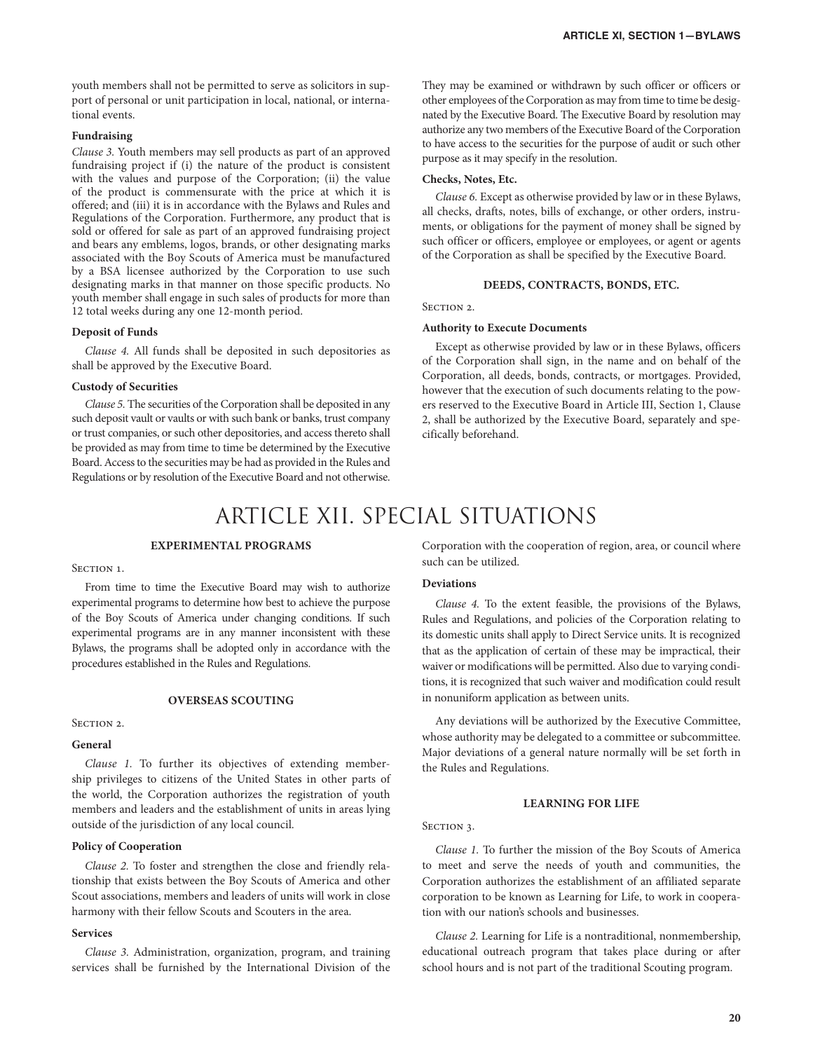youth members shall not be permitted to serve as solicitors in support of personal or unit participation in local, national, or international events.

**Fundraising**

*Clause 3.* Youth members may sell products as part of an approved fundraising project if (i) the nature of the product is consistent with the values and purpose of the Corporation; (ii) the value of the product is commensurate with the price at which it is offered; and (iii) it is in accordance with the Bylaws and Rules and Regulations of the Corporation. Furthermore, any product that is sold or offered for sale as part of an approved fundraising project and bears any emblems, logos, brands, or other designating marks associated with the Boy Scouts of America must be manufactured by a BSA licensee authorized by the Corporation to use such designating marks in that manner on those specific products. No youth member shall engage in such sales of products for more than 12 total weeks during any one 12-month period.

**Deposit of Funds**

*Clause 4.* All funds shall be deposited in such depositories as shall be approved by the Executive Board.

**Custody of Securities**

*Clause 5.* The securities of the Corporation shall be deposited in any such deposit vault or vaults or with such bank or banks, trust company or trust companies, or such other depositories, and access thereto shall be provided as may from time to time be determined by the Executive Board. Access to the securities may be had as provided in the Rules and Regulations or by resolution of the Executive Board and not otherwise. They may be examined or withdrawn by such officer or officers or other employees of the Corporation as may from time to time be designated by the Executive Board. The Executive Board by resolution may authorize any two members of the Executive Board of the Corporation to have access to the securities for the purpose of audit or such other purpose as it may specify in the resolution.

**Checks, Notes, Etc.**

*Clause 6.* Except as otherwise provided by law or in these Bylaws, all checks, drafts, notes, bills of exchange, or other orders, instruments, or obligations for the payment of money shall be signed by such officer or officers, employee or employees, or agent or agents of the Corporation as shall be specified by the Executive Board.

### DEEDS, CONTRACTS, BONDS, ETC.

Section 2.

**Authority to Execute Documents**

Except as otherwise provided by law or in these Bylaws, officers of the Corporation shall sign, in the name and on behalf of the Corporation, all deeds, bonds, contracts, or mortgages. Provided, however that the execution of such documents relating to the powers reserved to the Executive Board in Article III, Section 1, Clause 2, shall be authorized by the Executive Board, separately and specifically beforehand.

# ARTICLE XII. SPECIAL SITUATIONS

### EXPERIMENTAL PROGRAMS

Section 1.

From time to time the Executive Board may wish to authorize experimental programs to determine how best to achieve the purpose of the Boy Scouts of America under changing conditions. If such experimental programs are in any manner inconsistent with these Bylaws, the programs shall be adopted only in accordance with the procedures established in the Rules and Regulations.

### OVERSEAS SCOUTING

Section 2.

**General**

*Clause 1.* To further its objectives of extending membership privileges to citizens of the United States in other parts of the world, the Corporation authorizes the registration of youth members and leaders and the establishment of units in areas lying outside of the jurisdiction of any local council.

**Policy of Cooperation**

*Clause 2.* To foster and strengthen the close and friendly relationship that exists between the Boy Scouts of America and other Scout associations, members and leaders of units will work in close harmony with their fellow Scouts and Scouters in the area.

**Services**

*Clause 3.* Administration, organization, program, and training services shall be furnished by the International Division of the Corporation with the cooperation of region, area, or council where such can be utilized.

**Deviations**

*Clause 4.* To the extent feasible, the provisions of the Bylaws, Rules and Regulations, and policies of the Corporation relating to its domestic units shall apply to Direct Service units. It is recognized that as the application of certain of these may be impractical, their waiver or modifications will be permitted. Also due to varying conditions, it is recognized that such waiver and modification could result in nonuniform application as between units.

Any deviations will be authorized by the Executive Committee, whose authority may be delegated to a committee or subcommittee. Major deviations of a general nature normally will be set forth in the Rules and Regulations.

### LEARNING FOR LIFE

Section 3.

*Clause 1.* To further the mission of the Boy Scouts of America to meet and serve the needs of youth and communities, the Corporation authorizes the establishment of an affiliated separate corporation to be known as Learning for Life, to work in cooperation with our nation's schools and businesses.

*Clause 2.* Learning for Life is a nontraditional, nonmembership, educational outreach program that takes place during or after school hours and is not part of the traditional Scouting program.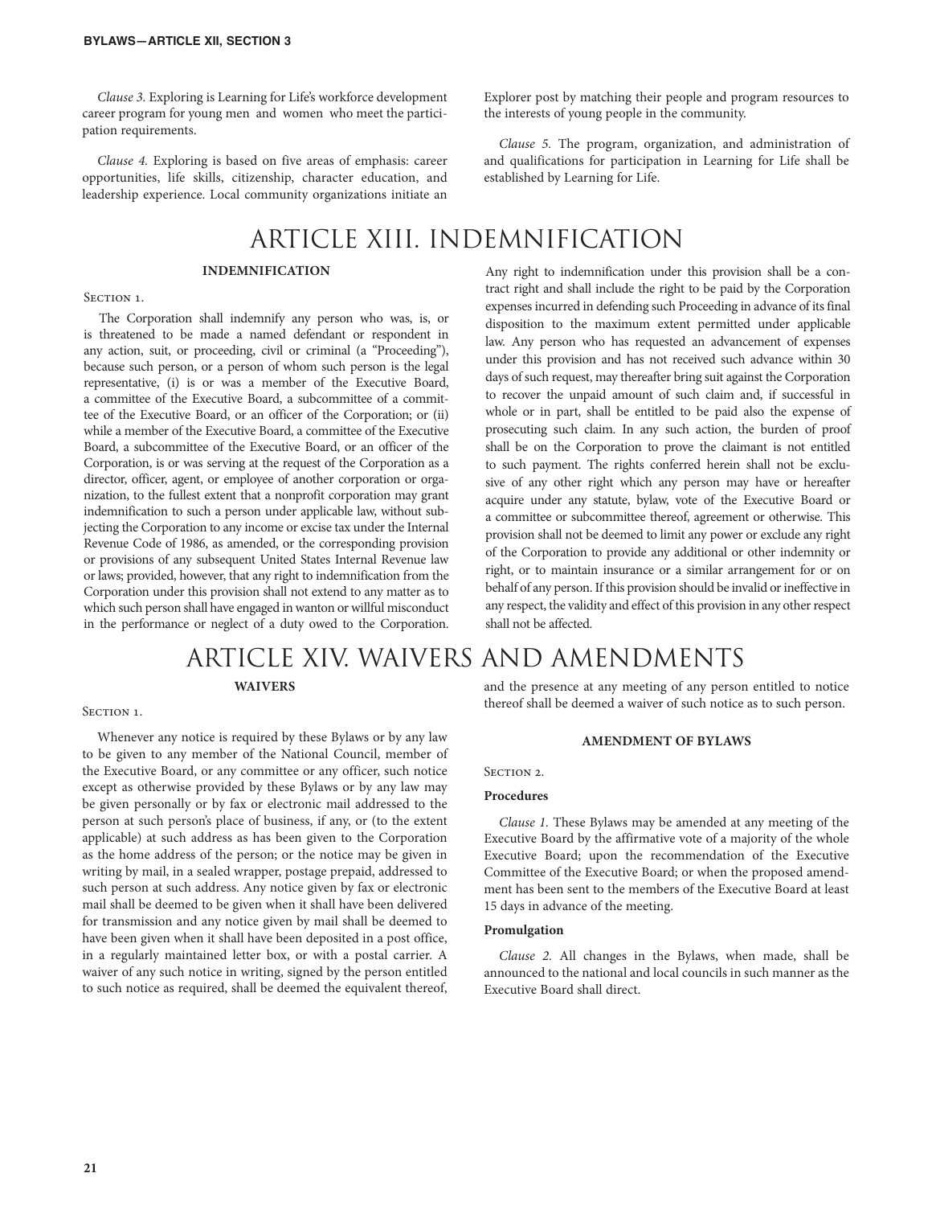*Clause 3.* Exploring is Learning for Life's workforce development career program for young men and women who meet the participation requirements.

*Clause 4.* Exploring is based on five areas of emphasis: career opportunities, life skills, citizenship, character education, and leadership experience. Local community organizations initiate an Explorer post by matching their people and program resources to the interests of young people in the community.

*Clause 5.* The program, organization, and administration of and qualifications for participation in Learning for Life shall be established by Learning for Life.

# ARTICLE XIII. INDEMNIFICATION

### INDEMNIFICATION

Section 1.

The Corporation shall indemnify any person who was, is, or is threatened to be made a named defendant or respondent in any action, suit, or proceeding, civil or criminal (a "Proceeding"), because such person, or a person of whom such person is the legal representative, (i) is or was a member of the Executive Board, a committee of the Executive Board, a subcommittee of a committee of the Executive Board, or an officer of the Corporation; or (ii) while a member of the Executive Board, a committee of the Executive Board, a subcommittee of the Executive Board, or an officer of the Corporation, is or was serving at the request of the Corporation as a director, officer, agent, or employee of another corporation or organization, to the fullest extent that a nonprofit corporation may grant indemnification to such a person under applicable law, without subjecting the Corporation to any income or excise tax under the Internal Revenue Code of 1986, as amended, or the corresponding provision or provisions of any subsequent United States Internal Revenue law or laws; provided, however, that any right to indemnification from the Corporation under this provision shall not extend to any matter as to which such person shall have engaged in wanton or willful misconduct in the performance or neglect of a duty owed to the Corporation. Any right to indemnification under this provision shall be a contract right and shall include the right to be paid by the Corporation expenses incurred in defending such Proceeding in advance of its final disposition to the maximum extent permitted under applicable law. Any person who has requested an advancement of expenses under this provision and has not received such advance within 30 days of such request, may thereafter bring suit against the Corporation to recover the unpaid amount of such claim and, if successful in whole or in part, shall be entitled to be paid also the expense of prosecuting such claim. In any such action, the burden of proof shall be on the Corporation to prove the claimant is not entitled to such payment. The rights conferred herein shall not be exclusive of any other right which any person may have or hereafter acquire under any statute, bylaw, vote of the Executive Board or a committee or subcommittee thereof, agreement or otherwise. This provision shall not be deemed to limit any power or exclude any right of the Corporation to provide any additional or other indemnity or right, or to maintain insurance or a similar arrangement for or on behalf of any person. If this provision should be invalid or ineffective in any respect, the validity and effect of this provision in any other respect shall not be affected.

# ARTICLE XIV. WAIVERS AND AMENDMENTS

### WAIVERS

Section 1.

Whenever any notice is required by these Bylaws or by any law to be given to any member of the National Council, member of the Executive Board, or any committee or any officer, such notice except as otherwise provided by these Bylaws or by any law may be given personally or by fax or electronic mail addressed to the person at such person's place of business, if any, or (to the extent applicable) at such address as has been given to the Corporation as the home address of the person; or the notice may be given in writing by mail, in a sealed wrapper, postage prepaid, addressed to such person at such address. Any notice given by fax or electronic mail shall be deemed to be given when it shall have been delivered for transmission and any notice given by mail shall be deemed to have been given when it shall have been deposited in a post office, in a regularly maintained letter box, or with a postal carrier. A waiver of any such notice in writing, signed by the person entitled to such notice as required, shall be deemed the equivalent thereof, and the presence at any meeting of any person entitled to notice thereof shall be deemed a waiver of such notice as to such person.

### AMENDMENT OF BYLAWS

Section 2.

**Procedures**

*Clause 1.* These Bylaws may be amended at any meeting of the Executive Board by the affirmative vote of a majority of the whole Executive Board; upon the recommendation of the Executive Committee of the Executive Board; or when the proposed amendment has been sent to the members of the Executive Board at least 15 days in advance of the meeting.

**Promulgation**

*Clause 2.* All changes in the Bylaws, when made, shall be announced to the national and local councils in such manner as the Executive Board shall direct.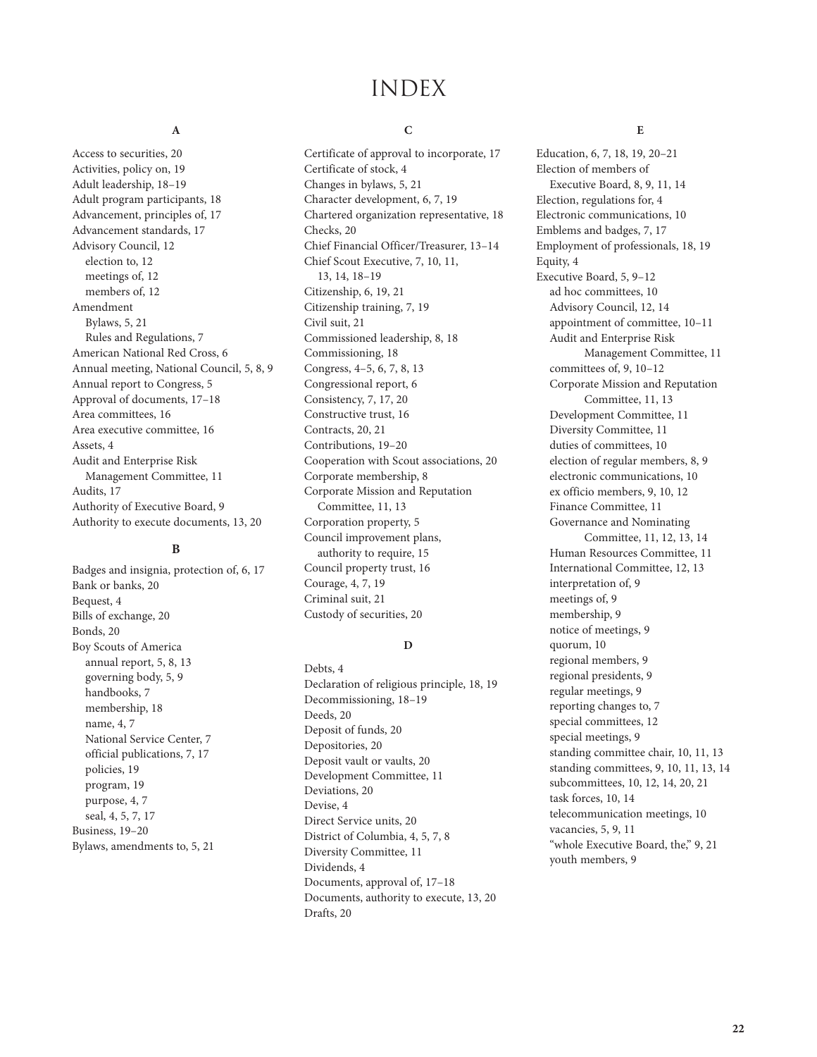# INDEX

## A

Access to securities, 20
Activities, policy on, 19
Adult leadership, 18–19
Adult program participants, 18
Advancement, principles of, 17
Advancement standards, 17
Advisory Council, 12
  election to, 12
  meetings of, 12
  members of, 12
Amendment
  Bylaws, 5, 21
  Rules and Regulations, 7
American National Red Cross, 6
Annual meeting, National Council, 5, 8, 9
Annual report to Congress, 5
Approval of documents, 17–18
Area committees, 16
Area executive committee, 16
Assets, 4
Audit and Enterprise Risk Management Committee, 11
Audits, 17
Authority of Executive Board, 9
Authority to execute documents, 13, 20

## B

Badges and insignia, protection of, 6, 17
Bank or banks, 20
Bequest, 4
Bills of exchange, 20
Bonds, 20
Boy Scouts of America
  annual report, 5, 8, 13
  governing body, 5, 9
  handbooks, 7
  membership, 18
  name, 4, 7
  National Service Center, 7
  official publications, 7, 17
  policies, 19
  program, 19
  purpose, 4, 7
  seal, 4, 5, 7, 17
Business, 19–20
Bylaws, amendments to, 5, 21

## C

Certificate of approval to incorporate, 17
Certificate of stock, 4
Changes in bylaws, 5, 21
Character development, 6, 7, 19
Chartered organization representative, 18
Checks, 20
Chief Financial Officer/Treasurer, 13–14
Chief Scout Executive, 7, 10, 11, 13, 14, 18–19
Citizenship, 6, 19, 21
Citizenship training, 7, 19
Civil suit, 21
Commissioned leadership, 8, 18
Commissioning, 18
Congress, 4–5, 6, 7, 8, 13
Congressional report, 6
Consistency, 7, 17, 20
Constructive trust, 16
Contracts, 20, 21
Contributions, 19–20
Cooperation with Scout associations, 20
Corporate membership, 8
Corporate Mission and Reputation Committee, 11, 13
Corporation property, 5
Council improvement plans, authority to require, 15
Council property trust, 16
Courage, 4, 7, 19
Criminal suit, 21
Custody of securities, 20

## D

Debts, 4
Declaration of religious principle, 18, 19
Decommissioning, 18–19
Deeds, 20
Deposit of funds, 20
Depositories, 20
Deposit vault or vaults, 20
Development Committee, 11
Deviations, 20
Devise, 4
Direct Service units, 20
District of Columbia, 4, 5, 7, 8
Diversity Committee, 11
Dividends, 4
Documents, approval of, 17–18
Documents, authority to execute, 13, 20
Drafts, 20

## E

Education, 6, 7, 18, 19, 20–21
Election of members of Executive Board, 8, 9, 11, 14
Election, regulations for, 4
Electronic communications, 10
Emblems and badges, 7, 17
Employment of professionals, 18, 19
Equity, 4
Executive Board, 5, 9–12
  ad hoc committees, 10
  Advisory Council, 12, 14
  appointment of committee, 10–11
  Audit and Enterprise Risk Management Committee, 11
  committees of, 9, 10–12
  Corporate Mission and Reputation Committee, 11, 13
  Development Committee, 11
  Diversity Committee, 11
  duties of committees, 10
  election of regular members, 8, 9
  electronic communications, 10
  ex officio members, 9, 10, 12
  Finance Committee, 11
  Governance and Nominating Committee, 11, 12, 13, 14
  Human Resources Committee, 11
  International Committee, 12, 13
  interpretation of, 9
  meetings of, 9
  membership, 9
  notice of meetings, 9
  quorum, 10
  regional members, 9
  regional presidents, 9
  regular meetings, 9
  reporting changes to, 7
  special committees, 12
  special meetings, 9
  standing committee chair, 10, 11, 13
  standing committees, 9, 10, 11, 13, 14
  subcommittees, 10, 12, 14, 20, 21
  task forces, 10, 14
  telecommunication meetings, 10
  vacancies, 5, 9, 11
  "whole Executive Board, the," 9, 21
  youth members, 9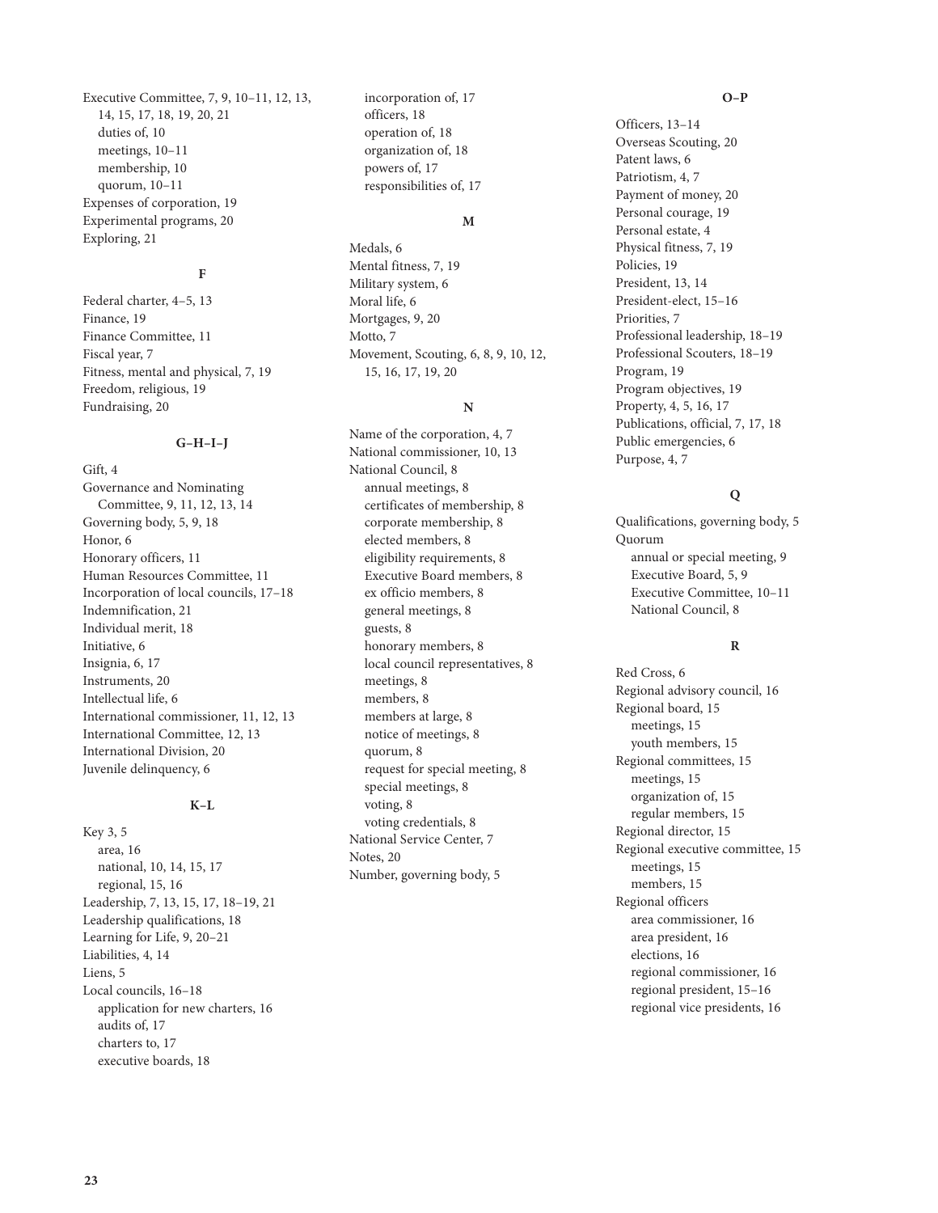Executive Committee, 7, 9, 10–11, 12, 13, 14, 15, 17, 18, 19, 20, 21
  duties of, 10
  meetings, 10–11
  membership, 10
  quorum, 10–11
Expenses of corporation, 19
Experimental programs, 20
Exploring, 21

**F**

Federal charter, 4–5, 13
Finance, 19
Finance Committee, 11
Fiscal year, 7
Fitness, mental and physical, 7, 19
Freedom, religious, 19
Fundraising, 20

**G–H–I–J**

Gift, 4
Governance and Nominating Committee, 9, 11, 12, 13, 14
Governing body, 5, 9, 18
Honor, 6
Honorary officers, 11
Human Resources Committee, 11
Incorporation of local councils, 17–18
Indemnification, 21
Individual merit, 18
Initiative, 6
Insignia, 6, 17
Instruments, 20
Intellectual life, 6
International commissioner, 11, 12, 13
International Committee, 12, 13
International Division, 20
Juvenile delinquency, 6

**K–L**

Key 3, 5
  area, 16
  national, 10, 14, 15, 17
  regional, 15, 16
Leadership, 7, 13, 15, 17, 18–19, 21
Leadership qualifications, 18
Learning for Life, 9, 20–21
Liabilities, 4, 14
Liens, 5
Local councils, 16–18
  application for new charters, 16
  audits of, 17
  charters to, 17
  executive boards, 18
  incorporation of, 17
  officers, 18
  operation of, 18
  organization of, 18
  powers of, 17
  responsibilities of, 17

**M**

Medals, 6
Mental fitness, 7, 19
Military system, 6
Moral life, 6
Mortgages, 9, 20
Motto, 7
Movement, Scouting, 6, 8, 9, 10, 12, 15, 16, 17, 19, 20

**N**

Name of the corporation, 4, 7
National commissioner, 10, 13
National Council, 8
  annual meetings, 8
  certificates of membership, 8
  corporate membership, 8
  elected members, 8
  eligibility requirements, 8
  Executive Board members, 8
  ex officio members, 8
  general meetings, 8
  guests, 8
  honorary members, 8
  local council representatives, 8
  meetings, 8
  members, 8
  members at large, 8
  notice of meetings, 8
  quorum, 8
  request for special meeting, 8
  special meetings, 8
  voting, 8
  voting credentials, 8
National Service Center, 7
Notes, 20
Number, governing body, 5

**O–P**

Officers, 13–14
Overseas Scouting, 20
Patent laws, 6
Patriotism, 4, 7
Payment of money, 20
Personal courage, 19
Personal estate, 4
Physical fitness, 7, 19
Policies, 19
President, 13, 14
President-elect, 15–16
Priorities, 7
Professional leadership, 18–19
Professional Scouters, 18–19
Program, 19
Program objectives, 19
Property, 4, 5, 16, 17
Publications, official, 7, 17, 18
Public emergencies, 6
Purpose, 4, 7

**Q**

Qualifications, governing body, 5
Quorum
  annual or special meeting, 9
  Executive Board, 5, 9
  Executive Committee, 10–11
  National Council, 8

**R**

Red Cross, 6
Regional advisory council, 16
Regional board, 15
  meetings, 15
  youth members, 15
Regional committees, 15
  meetings, 15
  organization of, 15
  regular members, 15
Regional director, 15
Regional executive committee, 15
  meetings, 15
  members, 15
Regional officers
  area commissioner, 16
  area president, 16
  elections, 16
  regional commissioner, 16
  regional president, 15–16
  regional vice presidents, 16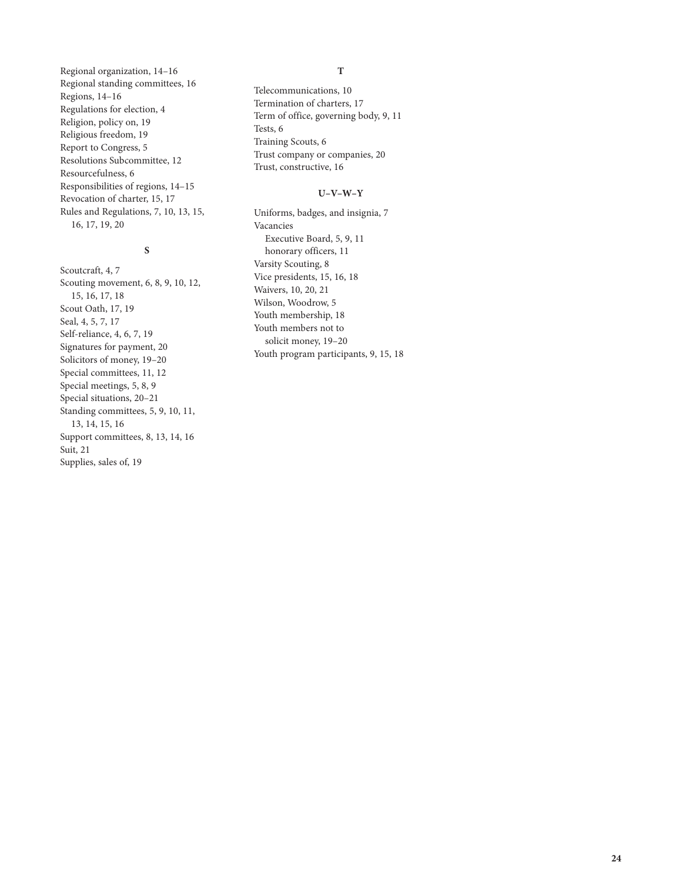Regional organization, 14–16
Regional standing committees, 16
Regions, 14–16
Regulations for election, 4
Religion, policy on, 19
Religious freedom, 19
Report to Congress, 5
Resolutions Subcommittee, 12
Resourcefulness, 6
Responsibilities of regions, 14–15
Revocation of charter, 15, 17
Rules and Regulations, 7, 10, 13, 15, 16, 17, 19, 20

**S**

Scoutcraft, 4, 7
Scouting movement, 6, 8, 9, 10, 12, 15, 16, 17, 18
Scout Oath, 17, 19
Seal, 4, 5, 7, 17
Self-reliance, 4, 6, 7, 19
Signatures for payment, 20
Solicitors of money, 19–20
Special committees, 11, 12
Special meetings, 5, 8, 9
Special situations, 20–21
Standing committees, 5, 9, 10, 11, 13, 14, 15, 16
Support committees, 8, 13, 14, 16
Suit, 21
Supplies, sales of, 19

**T**

Telecommunications, 10
Termination of charters, 17
Term of office, governing body, 9, 11
Tests, 6
Training Scouts, 6
Trust company or companies, 20
Trust, constructive, 16

**U–V–W–Y**

Uniforms, badges, and insignia, 7
Vacancies
  Executive Board, 5, 9, 11
  honorary officers, 11
Varsity Scouting, 8
Vice presidents, 15, 16, 18
Waivers, 10, 20, 21
Wilson, Woodrow, 5
Youth membership, 18
Youth members not to solicit money, 19–20
Youth program participants, 9, 15, 18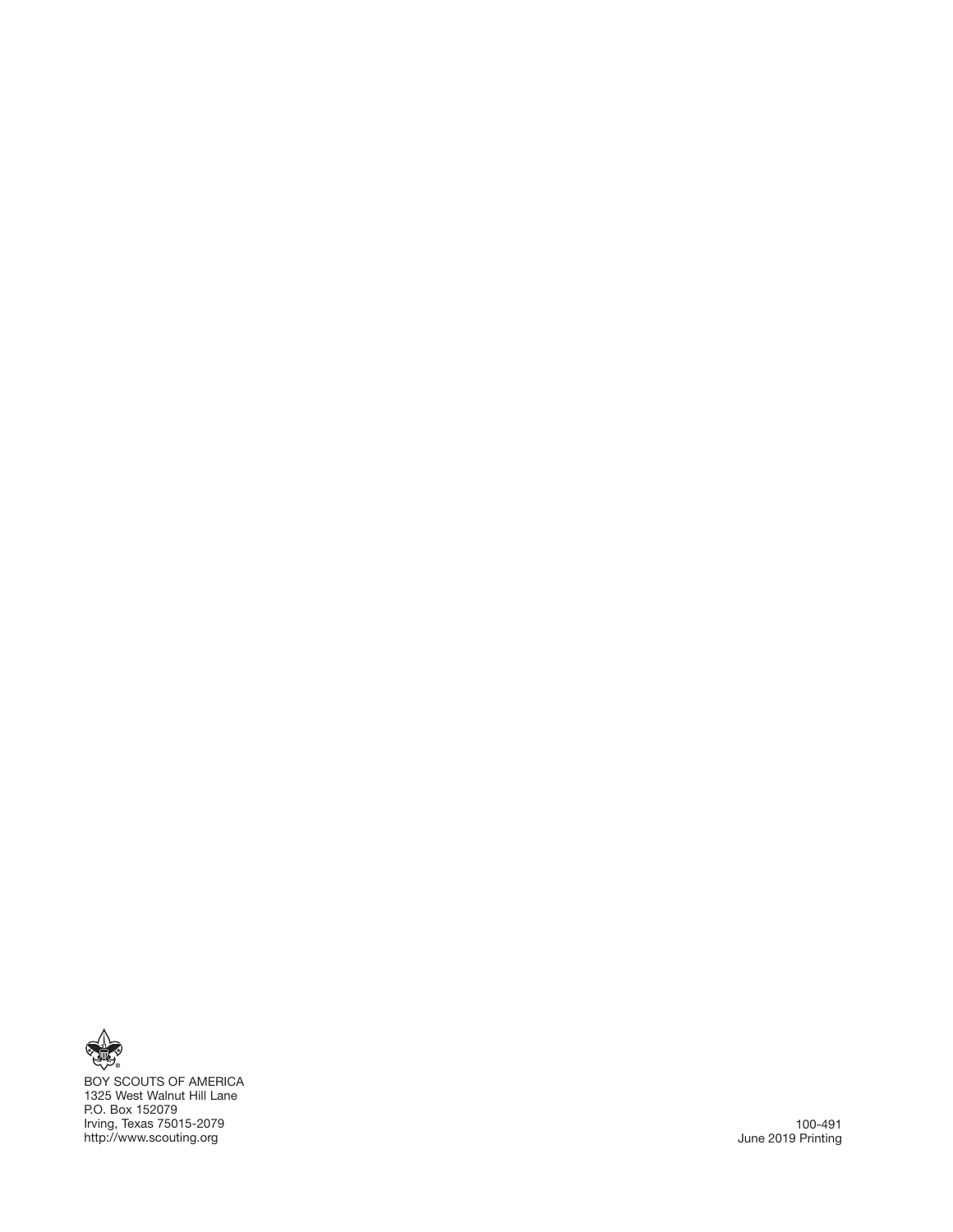BOY SCOUTS OF AMERICA
1325 West Walnut Hill Lane
P.O. Box 152079
Irving, Texas 75015-2079
http://www.scouting.org

100-491
June 2019 Printing